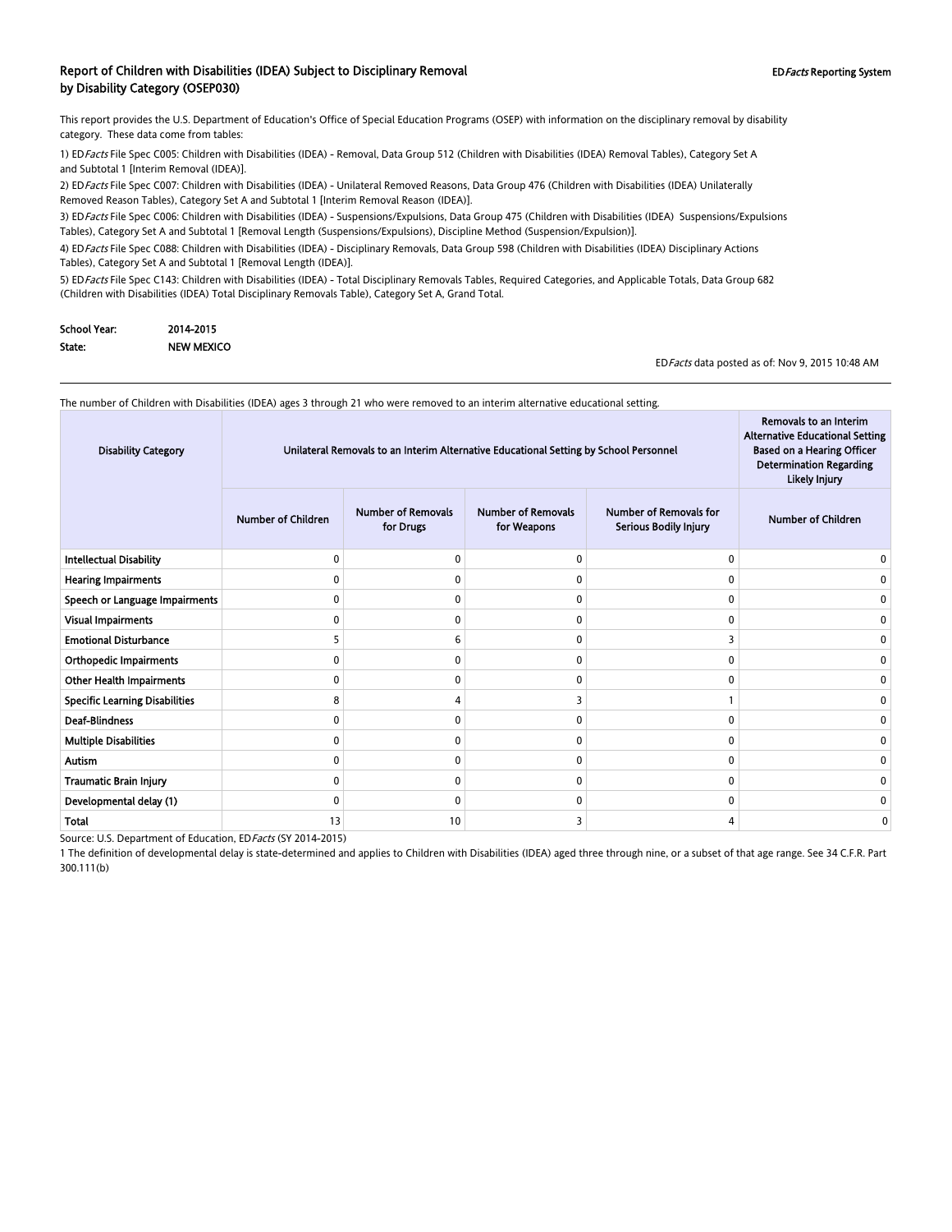## Report of Children with Disabilities (IDEA) Subject to Disciplinary Removal by Disability Category (OSEP030)

EDFacts Reporting System

This report provides the U.S. Department of Education's Office of Special Education Programs (OSEP) with information on the disciplinary removal by disability category. These data come from tables:

1) ED*Facts* File Spec C005: Children with Disabilities (IDEA) - Removal, Data Group 512 (Children with Disabilities (IDEA) Removal Tables), Category Set A and Subtotal 1 [Interim Removal (IDEA)].

2) ED*Facts* File Spec C007: Children with Disabilities (IDEA) - Unilateral Removed Reasons, Data Group 476 (Children with Disabilities (IDEA) Unilaterally Removed Reason Tables), Category Set A and Subtotal 1 [Interim Removal Reason (IDEA)].

3) ED*Facts* File Spec C006: Children with Disabilities (IDEA) - Suspensions/Expulsions, Data Group 475 (Children with Disabilities (IDEA) Suspensions/Expulsions Tables), Category Set A and Subtotal 1 [Removal Length (Suspensions/Expulsions), Discipline Method (Suspension/Expulsion)].

4) ED*Facts* File Spec C088: Children with Disabilities (IDEA) - Disciplinary Removals, Data Group 598 (Children with Disabilities (IDEA) Disciplinary Actions Tables), Category Set A and Subtotal 1 [Removal Length (IDEA)].

5) ED*Facts* File Spec C143: Children with Disabilities (IDEA) - Total Disciplinary Removals Tables, Required Categories, and Applicable Totals, Data Group 682 (Children with Disabilities (IDEA) Total Disciplinary Removals Table), Category Set A, Grand Total.

**School Year:** 2014-2015
**State:** NEW MEXICO

ED*Facts* data posted as of: Nov 9, 2015 10:48 AM

The number of Children with Disabilities (IDEA) ages 3 through 21 who were removed to an interim alternative educational setting.

| Disability Category | Unilateral Removals to an Interim Alternative Educational Setting by School Personnel | | | | Removals to an Interim Alternative Educational Setting Based on a Hearing Officer Determination Regarding Likely Injury |
|---|---|---|---|---|---|
| | Number of Children | Number of Removals for Drugs | Number of Removals for Weapons | Number of Removals for Serious Bodily Injury | Number of Children |
| Intellectual Disability | 0 | 0 | 0 | 0 | 0 |
| Hearing Impairments | 0 | 0 | 0 | 0 | 0 |
| Speech or Language Impairments | 0 | 0 | 0 | 0 | 0 |
| Visual Impairments | 0 | 0 | 0 | 0 | 0 |
| Emotional Disturbance | 5 | 6 | 0 | 3 | 0 |
| Orthopedic Impairments | 0 | 0 | 0 | 0 | 0 |
| Other Health Impairments | 0 | 0 | 0 | 0 | 0 |
| Specific Learning Disabilities | 8 | 4 | 3 | 1 | 0 |
| Deaf-Blindness | 0 | 0 | 0 | 0 | 0 |
| Multiple Disabilities | 0 | 0 | 0 | 0 | 0 |
| Autism | 0 | 0 | 0 | 0 | 0 |
| Traumatic Brain Injury | 0 | 0 | 0 | 0 | 0 |
| Developmental delay (1) | 0 | 0 | 0 | 0 | 0 |
| Total | 13 | 10 | 3 | 4 | 0 |

Source: U.S. Department of Education, ED*Facts* (SY 2014-2015)

1 The definition of developmental delay is state-determined and applies to Children with Disabilities (IDEA) aged three through nine, or a subset of that age range. See 34 C.F.R. Part 300.111(b)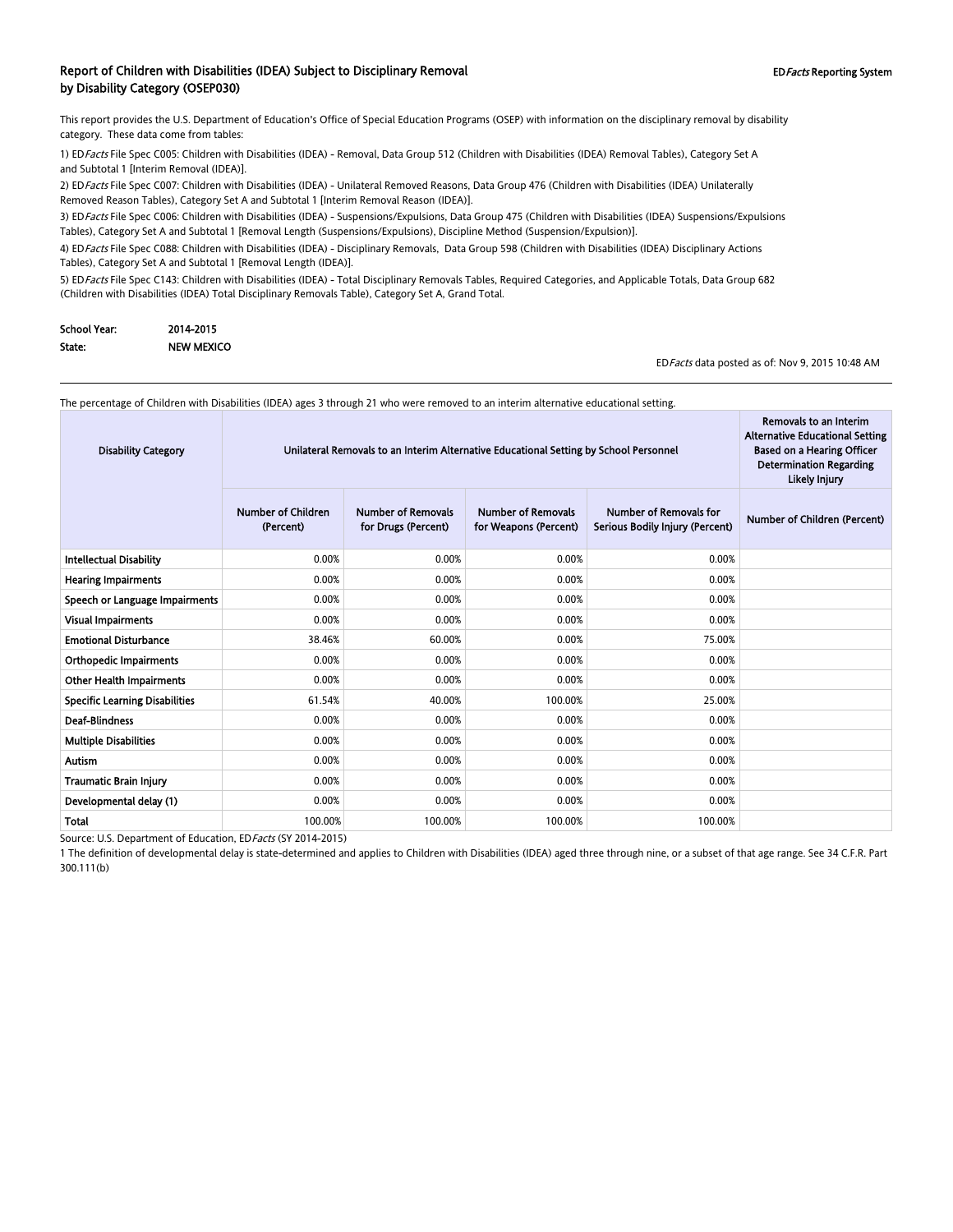# Report of Children with Disabilities (IDEA) Subject to Disciplinary Removal by Disability Category (OSEP030)

ED*Facts* Reporting System

This report provides the U.S. Department of Education's Office of Special Education Programs (OSEP) with information on the disciplinary removal by disability category. These data come from tables:

1) ED*Facts* File Spec C005: Children with Disabilities (IDEA) - Removal, Data Group 512 (Children with Disabilities (IDEA) Removal Tables), Category Set A and Subtotal 1 [Interim Removal (IDEA)].

2) ED*Facts* File Spec C007: Children with Disabilities (IDEA) - Unilateral Removed Reasons, Data Group 476 (Children with Disabilities (IDEA) Unilaterally Removed Reason Tables), Category Set A and Subtotal 1 [Interim Removal Reason (IDEA)].

3) ED*Facts* File Spec C006: Children with Disabilities (IDEA) - Suspensions/Expulsions, Data Group 475 (Children with Disabilities (IDEA) Suspensions/Expulsions Tables), Category Set A and Subtotal 1 [Removal Length (Suspensions/Expulsions), Discipline Method (Suspension/Expulsion)].

4) ED*Facts* File Spec C088: Children with Disabilities (IDEA) - Disciplinary Removals, Data Group 598 (Children with Disabilities (IDEA) Disciplinary Actions Tables), Category Set A and Subtotal 1 [Removal Length (IDEA)].

5) ED*Facts* File Spec C143: Children with Disabilities (IDEA) - Total Disciplinary Removals Tables, Required Categories, and Applicable Totals, Data Group 682 (Children with Disabilities (IDEA) Total Disciplinary Removals Table), Category Set A, Grand Total.

**School Year:** 2014-2015

**State:** NEW MEXICO

ED*Facts* data posted as of: Nov 9, 2015 10:48 AM

The percentage of Children with Disabilities (IDEA) ages 3 through 21 who were removed to an interim alternative educational setting.

| Disability Category | Unilateral Removals to an Interim Alternative Educational Setting by School Personnel | | | | Removals to an Interim Alternative Educational Setting Based on a Hearing Officer Determination Regarding Likely Injury |
|---|---|---|---|---|---|
| | Number of Children (Percent) | Number of Removals for Drugs (Percent) | Number of Removals for Weapons (Percent) | Number of Removals for Serious Bodily Injury (Percent) | Number of Children (Percent) |
| Intellectual Disability | 0.00% | 0.00% | 0.00% | 0.00% | |
| Hearing Impairments | 0.00% | 0.00% | 0.00% | 0.00% | |
| Speech or Language Impairments | 0.00% | 0.00% | 0.00% | 0.00% | |
| Visual Impairments | 0.00% | 0.00% | 0.00% | 0.00% | |
| Emotional Disturbance | 38.46% | 60.00% | 0.00% | 75.00% | |
| Orthopedic Impairments | 0.00% | 0.00% | 0.00% | 0.00% | |
| Other Health Impairments | 0.00% | 0.00% | 0.00% | 0.00% | |
| Specific Learning Disabilities | 61.54% | 40.00% | 100.00% | 25.00% | |
| Deaf-Blindness | 0.00% | 0.00% | 0.00% | 0.00% | |
| Multiple Disabilities | 0.00% | 0.00% | 0.00% | 0.00% | |
| Autism | 0.00% | 0.00% | 0.00% | 0.00% | |
| Traumatic Brain Injury | 0.00% | 0.00% | 0.00% | 0.00% | |
| Developmental delay (1) | 0.00% | 0.00% | 0.00% | 0.00% | |
| Total | 100.00% | 100.00% | 100.00% | 100.00% | |

Source: U.S. Department of Education, ED*Facts* (SY 2014-2015)

1 The definition of developmental delay is state-determined and applies to Children with Disabilities (IDEA) aged three through nine, or a subset of that age range. See 34 C.F.R. Part 300.111(b)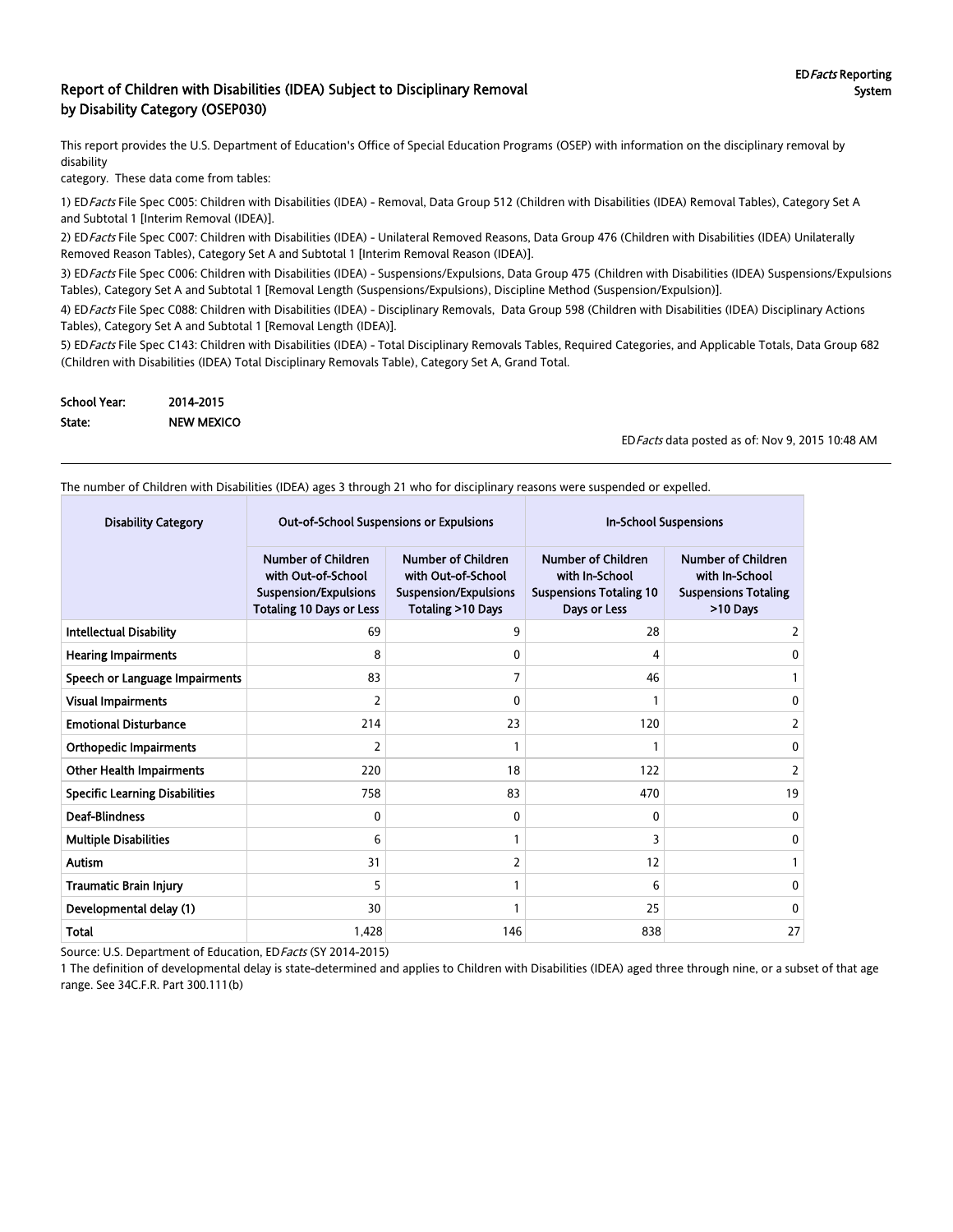# Report of Children with Disabilities (IDEA) Subject to Disciplinary Removal by Disability Category (OSEP030)

*ED Facts* Reporting System

This report provides the U.S. Department of Education's Office of Special Education Programs (OSEP) with information on the disciplinary removal by disability category. These data come from tables:

1) *ED Facts* File Spec C005: Children with Disabilities (IDEA) - Removal, Data Group 512 (Children with Disabilities (IDEA) Removal Tables), Category Set A and Subtotal 1 [Interim Removal (IDEA)].

2) *ED Facts* File Spec C007: Children with Disabilities (IDEA) - Unilateral Removed Reasons, Data Group 476 (Children with Disabilities (IDEA) Unilaterally Removed Reason Tables), Category Set A and Subtotal 1 [Interim Removal Reason (IDEA)].

3) *ED Facts* File Spec C006: Children with Disabilities (IDEA) - Suspensions/Expulsions, Data Group 475 (Children with Disabilities (IDEA) Suspensions/Expulsions Tables), Category Set A and Subtotal 1 [Removal Length (Suspensions/Expulsions), Discipline Method (Suspension/Expulsion)].

4) *ED Facts* File Spec C088: Children with Disabilities (IDEA) - Disciplinary Removals, Data Group 598 (Children with Disabilities (IDEA) Disciplinary Actions Tables), Category Set A and Subtotal 1 [Removal Length (IDEA)].

5) *ED Facts* File Spec C143: Children with Disabilities (IDEA) - Total Disciplinary Removals Tables, Required Categories, and Applicable Totals, Data Group 682 (Children with Disabilities (IDEA) Total Disciplinary Removals Table), Category Set A, Grand Total.

**School Year:** 2014-2015

**State:** NEW MEXICO

*ED Facts* data posted as of: Nov 9, 2015 10:48 AM

The number of Children with Disabilities (IDEA) ages 3 through 21 who for disciplinary reasons were suspended or expelled.

| Disability Category | Out-of-School Suspensions or Expulsions | | In-School Suspensions | |
|---|---|---|---|---|
| | Number of Children with Out-of-School Suspension/Expulsions Totaling 10 Days or Less | Number of Children with Out-of-School Suspension/Expulsions Totaling >10 Days | Number of Children with In-School Suspensions Totaling 10 Days or Less | Number of Children with In-School Suspensions Totaling >10 Days |
| Intellectual Disability | 69 | 9 | 28 | 2 |
| Hearing Impairments | 8 | 0 | 4 | 0 |
| Speech or Language Impairments | 83 | 7 | 46 | 1 |
| Visual Impairments | 2 | 0 | 1 | 0 |
| Emotional Disturbance | 214 | 23 | 120 | 2 |
| Orthopedic Impairments | 2 | 1 | 1 | 0 |
| Other Health Impairments | 220 | 18 | 122 | 2 |
| Specific Learning Disabilities | 758 | 83 | 470 | 19 |
| Deaf-Blindness | 0 | 0 | 0 | 0 |
| Multiple Disabilities | 6 | 1 | 3 | 0 |
| Autism | 31 | 2 | 12 | 1 |
| Traumatic Brain Injury | 5 | 1 | 6 | 0 |
| Developmental delay (1) | 30 | 1 | 25 | 0 |
| Total | 1,428 | 146 | 838 | 27 |

Source: U.S. Department of Education, *ED Facts* (SY 2014-2015)

1 The definition of developmental delay is state-determined and applies to Children with Disabilities (IDEA) aged three through nine, or a subset of that age range. See 34C.F.R. Part 300.111(b)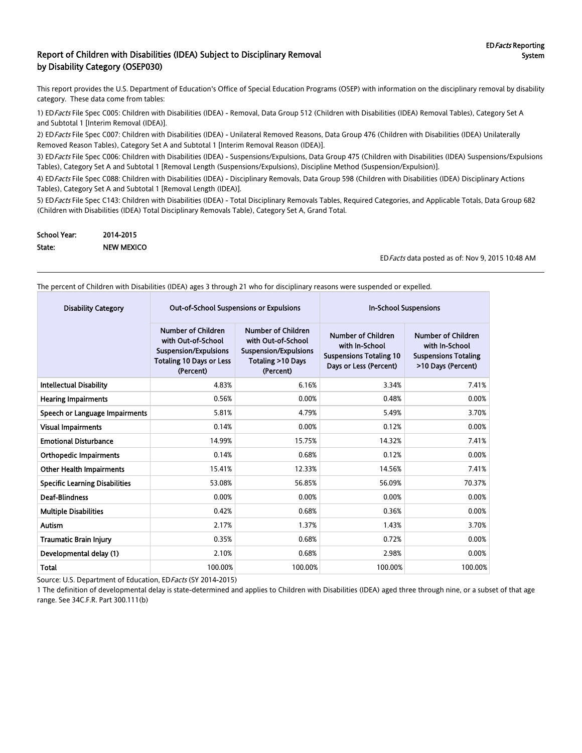# Report of Children with Disabilities (IDEA) Subject to Disciplinary Removal by Disability Category (OSEP030)

ED*Facts* Reporting System

This report provides the U.S. Department of Education's Office of Special Education Programs (OSEP) with information on the disciplinary removal by disability category. These data come from tables:

1) ED*Facts* File Spec C005: Children with Disabilities (IDEA) - Removal, Data Group 512 (Children with Disabilities (IDEA) Removal Tables), Category Set A and Subtotal 1 [Interim Removal (IDEA)].

2) ED*Facts* File Spec C007: Children with Disabilities (IDEA) - Unilateral Removed Reasons, Data Group 476 (Children with Disabilities (IDEA) Unilaterally Removed Reason Tables), Category Set A and Subtotal 1 [Interim Removal Reason (IDEA)].

3) ED*Facts* File Spec C006: Children with Disabilities (IDEA) - Suspensions/Expulsions, Data Group 475 (Children with Disabilities (IDEA) Suspensions/Expulsions Tables), Category Set A and Subtotal 1 [Removal Length (Suspensions/Expulsions), Discipline Method (Suspension/Expulsion)].

4) ED*Facts* File Spec C088: Children with Disabilities (IDEA) - Disciplinary Removals, Data Group 598 (Children with Disabilities (IDEA) Disciplinary Actions Tables), Category Set A and Subtotal 1 [Removal Length (IDEA)].

5) ED*Facts* File Spec C143: Children with Disabilities (IDEA) - Total Disciplinary Removals Tables, Required Categories, and Applicable Totals, Data Group 682 (Children with Disabilities (IDEA) Total Disciplinary Removals Table), Category Set A, Grand Total.

**School Year:** 2014-2015

**State:** NEW MEXICO

ED*Facts* data posted as of: Nov 9, 2015 10:48 AM

The percent of Children with Disabilities (IDEA) ages 3 through 21 who for disciplinary reasons were suspended or expelled.

| Disability Category | Out-of-School Suspensions or Expulsions | | In-School Suspensions | |
|---|---|---|---|---|
| | Number of Children with Out-of-School Suspension/Expulsions Totaling 10 Days or Less (Percent) | Number of Children with Out-of-School Suspension/Expulsions Totaling >10 Days (Percent) | Number of Children with In-School Suspensions Totaling 10 Days or Less (Percent) | Number of Children with In-School Suspensions Totaling >10 Days (Percent) |
| Intellectual Disability | 4.83% | 6.16% | 3.34% | 7.41% |
| Hearing Impairments | 0.56% | 0.00% | 0.48% | 0.00% |
| Speech or Language Impairments | 5.81% | 4.79% | 5.49% | 3.70% |
| Visual Impairments | 0.14% | 0.00% | 0.12% | 0.00% |
| Emotional Disturbance | 14.99% | 15.75% | 14.32% | 7.41% |
| Orthopedic Impairments | 0.14% | 0.68% | 0.12% | 0.00% |
| Other Health Impairments | 15.41% | 12.33% | 14.56% | 7.41% |
| Specific Learning Disabilities | 53.08% | 56.85% | 56.09% | 70.37% |
| Deaf-Blindness | 0.00% | 0.00% | 0.00% | 0.00% |
| Multiple Disabilities | 0.42% | 0.68% | 0.36% | 0.00% |
| Autism | 2.17% | 1.37% | 1.43% | 3.70% |
| Traumatic Brain Injury | 0.35% | 0.68% | 0.72% | 0.00% |
| Developmental delay (1) | 2.10% | 0.68% | 2.98% | 0.00% |
| Total | 100.00% | 100.00% | 100.00% | 100.00% |

Source: U.S. Department of Education, ED*Facts* (SY 2014-2015)

1 The definition of developmental delay is state-determined and applies to Children with Disabilities (IDEA) aged three through nine, or a subset of that age range. See 34C.F.R. Part 300.111(b)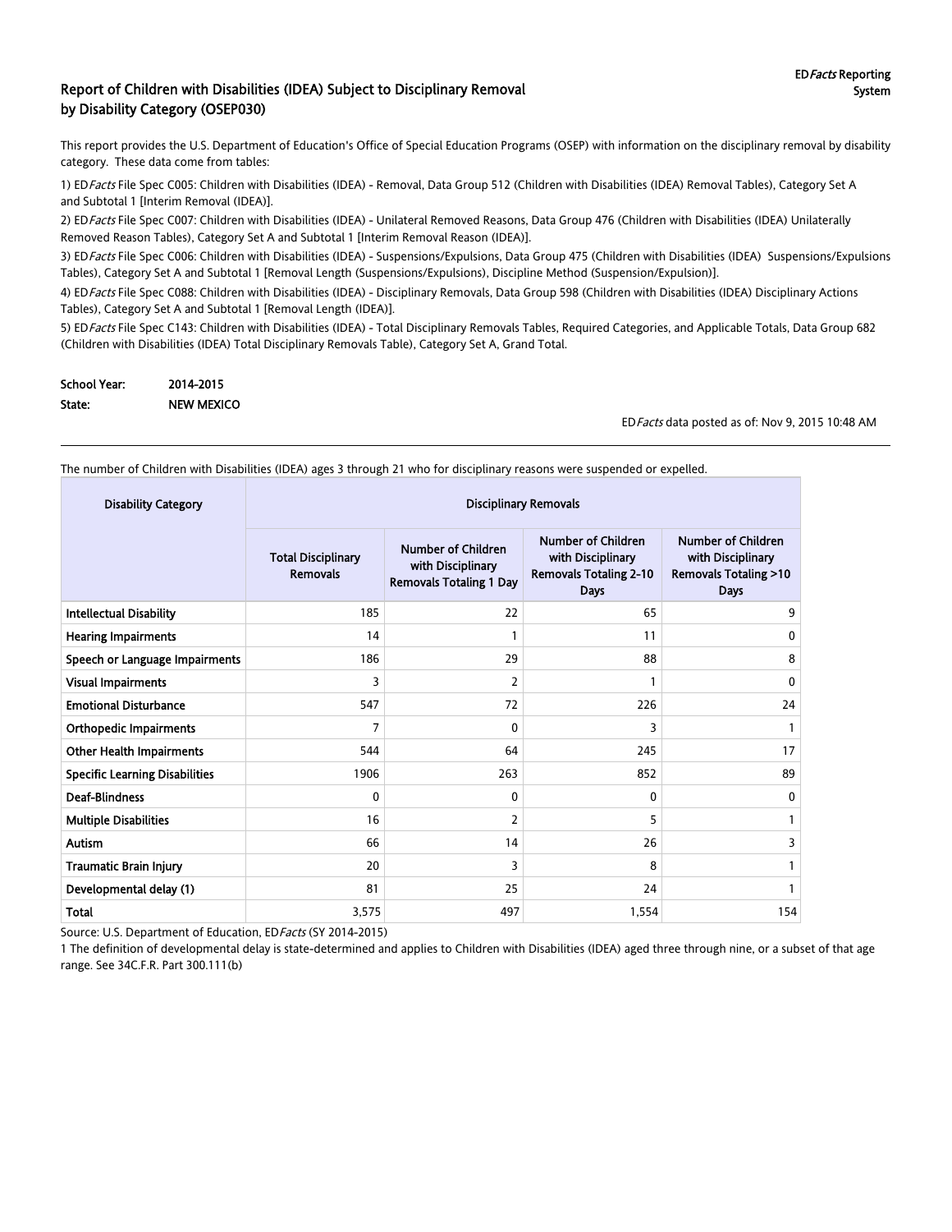# Report of Children with Disabilities (IDEA) Subject to Disciplinary Removal by Disability Category (OSEP030)

ED*Facts* Reporting System

This report provides the U.S. Department of Education's Office of Special Education Programs (OSEP) with information on the disciplinary removal by disability category. These data come from tables:

1) ED*Facts* File Spec C005: Children with Disabilities (IDEA) - Removal, Data Group 512 (Children with Disabilities (IDEA) Removal Tables), Category Set A and Subtotal 1 [Interim Removal (IDEA)].

2) ED*Facts* File Spec C007: Children with Disabilities (IDEA) - Unilateral Removed Reasons, Data Group 476 (Children with Disabilities (IDEA) Unilaterally Removed Reason Tables), Category Set A and Subtotal 1 [Interim Removal Reason (IDEA)].

3) ED*Facts* File Spec C006: Children with Disabilities (IDEA) - Suspensions/Expulsions, Data Group 475 (Children with Disabilities (IDEA) Suspensions/Expulsions Tables), Category Set A and Subtotal 1 [Removal Length (Suspensions/Expulsions), Discipline Method (Suspension/Expulsion)].

4) ED*Facts* File Spec C088: Children with Disabilities (IDEA) - Disciplinary Removals, Data Group 598 (Children with Disabilities (IDEA) Disciplinary Actions Tables), Category Set A and Subtotal 1 [Removal Length (IDEA)].

5) ED*Facts* File Spec C143: Children with Disabilities (IDEA) - Total Disciplinary Removals Tables, Required Categories, and Applicable Totals, Data Group 682 (Children with Disabilities (IDEA) Total Disciplinary Removals Table), Category Set A, Grand Total.

**School Year:** 2014-2015

**State:** NEW MEXICO

ED*Facts* data posted as of: Nov 9, 2015 10:48 AM

The number of Children with Disabilities (IDEA) ages 3 through 21 who for disciplinary reasons were suspended or expelled.

| Disability Category | Disciplinary Removals | | | |
|---|---|---|---|---|
| | Total Disciplinary Removals | Number of Children with Disciplinary Removals Totaling 1 Day | Number of Children with Disciplinary Removals Totaling 2-10 Days | Number of Children with Disciplinary Removals Totaling >10 Days |
| Intellectual Disability | 185 | 22 | 65 | 9 |
| Hearing Impairments | 14 | 1 | 11 | 0 |
| Speech or Language Impairments | 186 | 29 | 88 | 8 |
| Visual Impairments | 3 | 2 | 1 | 0 |
| Emotional Disturbance | 547 | 72 | 226 | 24 |
| Orthopedic Impairments | 7 | 0 | 3 | 1 |
| Other Health Impairments | 544 | 64 | 245 | 17 |
| Specific Learning Disabilities | 1906 | 263 | 852 | 89 |
| Deaf-Blindness | 0 | 0 | 0 | 0 |
| Multiple Disabilities | 16 | 2 | 5 | 1 |
| Autism | 66 | 14 | 26 | 3 |
| Traumatic Brain Injury | 20 | 3 | 8 | 1 |
| Developmental delay (1) | 81 | 25 | 24 | 1 |
| **Total** | 3,575 | 497 | 1,554 | 154 |

Source: U.S. Department of Education, ED*Facts* (SY 2014-2015)

1 The definition of developmental delay is state-determined and applies to Children with Disabilities (IDEA) aged three through nine, or a subset of that age range. See 34C.F.R. Part 300.111(b)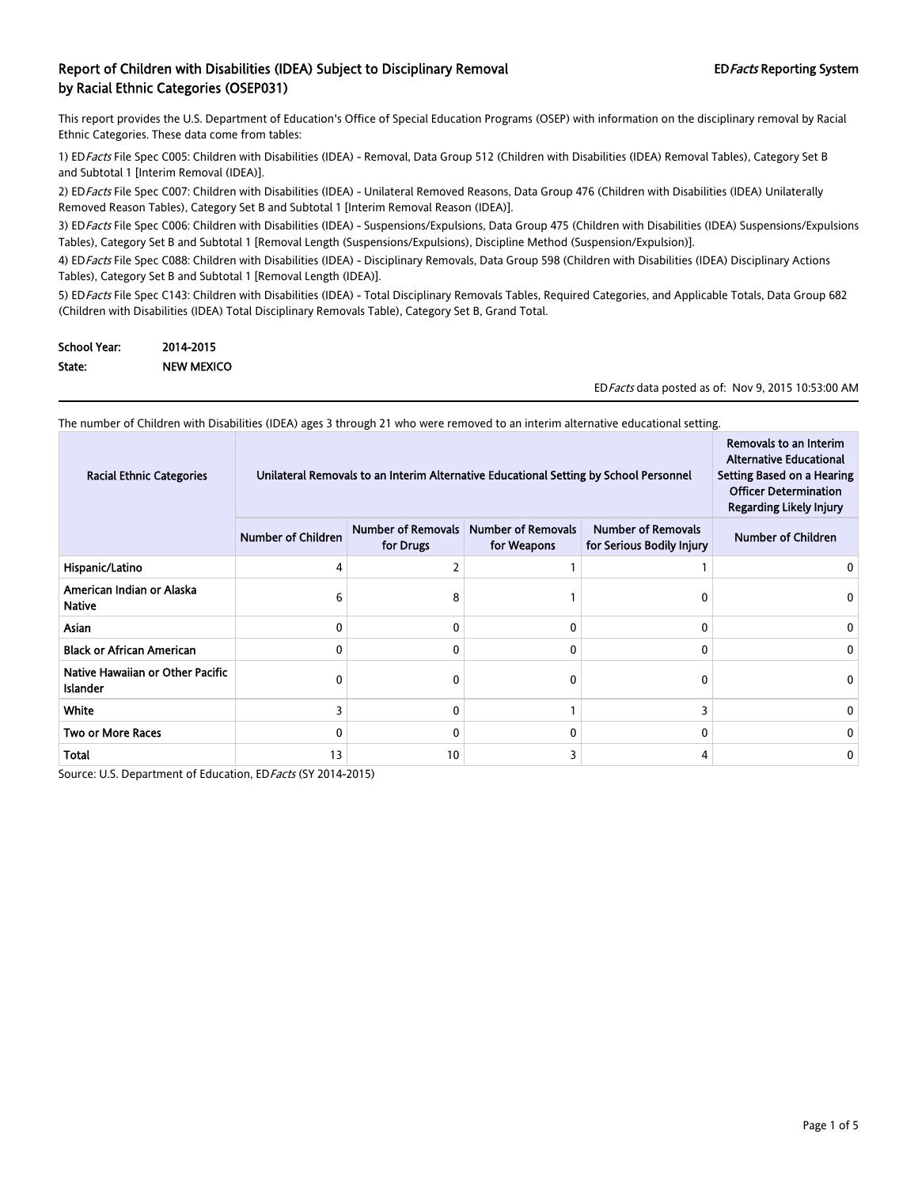## Report of Children with Disabilities (IDEA) Subject to Disciplinary Removal by Racial Ethnic Categories (OSEP031)

ED*Facts* Reporting System

This report provides the U.S. Department of Education's Office of Special Education Programs (OSEP) with information on the disciplinary removal by Racial Ethnic Categories. These data come from tables:

1) ED*Facts* File Spec C005: Children with Disabilities (IDEA) - Removal, Data Group 512 (Children with Disabilities (IDEA) Removal Tables), Category Set B and Subtotal 1 [Interim Removal (IDEA)].

2) ED*Facts* File Spec C007: Children with Disabilities (IDEA) - Unilateral Removed Reasons, Data Group 476 (Children with Disabilities (IDEA) Unilaterally Removed Reason Tables), Category Set B and Subtotal 1 [Interim Removal Reason (IDEA)].

3) ED*Facts* File Spec C006: Children with Disabilities (IDEA) - Suspensions/Expulsions, Data Group 475 (Children with Disabilities (IDEA) Suspensions/Expulsions Tables), Category Set B and Subtotal 1 [Removal Length (Suspensions/Expulsions), Discipline Method (Suspension/Expulsion)].

4) ED*Facts* File Spec C088: Children with Disabilities (IDEA) - Disciplinary Removals, Data Group 598 (Children with Disabilities (IDEA) Disciplinary Actions Tables), Category Set B and Subtotal 1 [Removal Length (IDEA)].

5) ED*Facts* File Spec C143: Children with Disabilities (IDEA) - Total Disciplinary Removals Tables, Required Categories, and Applicable Totals, Data Group 682 (Children with Disabilities (IDEA) Total Disciplinary Removals Table), Category Set B, Grand Total.

**School Year:** 2014-2015

**State:** NEW MEXICO

ED*Facts* data posted as of: Nov 9, 2015 10:53:00 AM

The number of Children with Disabilities (IDEA) ages 3 through 21 who were removed to an interim alternative educational setting.

| Racial Ethnic Categories | Unilateral Removals to an Interim Alternative Educational Setting by School Personnel | | | | Removals to an Interim Alternative Educational Setting Based on a Hearing Officer Determination Regarding Likely Injury |
|---|---|---|---|---|---|
| | Number of Children | Number of Removals for Drugs | Number of Removals for Weapons | Number of Removals for Serious Bodily Injury | Number of Children |
| Hispanic/Latino | 4 | 2 | 1 | 1 | 0 |
| American Indian or Alaska Native | 6 | 8 | 1 | 0 | 0 |
| Asian | 0 | 0 | 0 | 0 | 0 |
| Black or African American | 0 | 0 | 0 | 0 | 0 |
| Native Hawaiian or Other Pacific Islander | 0 | 0 | 0 | 0 | 0 |
| White | 3 | 0 | 1 | 3 | 0 |
| Two or More Races | 0 | 0 | 0 | 0 | 0 |
| Total | 13 | 10 | 3 | 4 | 0 |

Source: U.S. Department of Education, ED*Facts* (SY 2014-2015)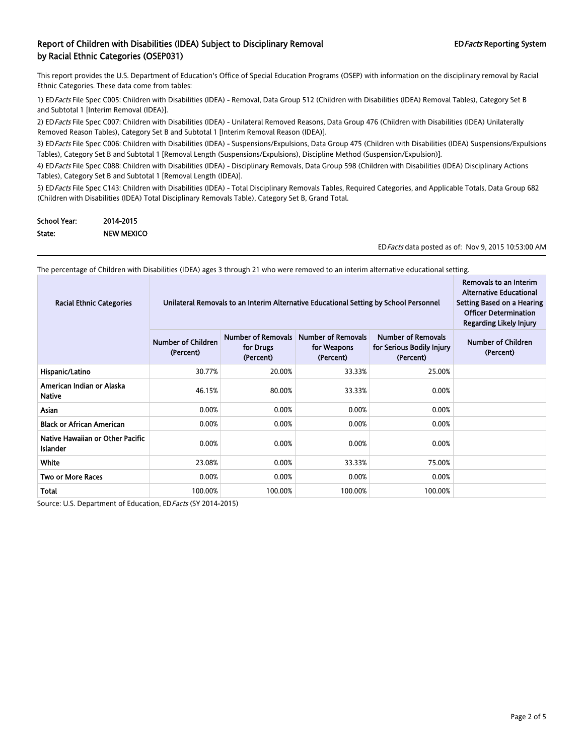## Report of Children with Disabilities (IDEA) Subject to Disciplinary Removal by Racial Ethnic Categories (OSEP031)

**ED*Facts* Reporting System**

This report provides the U.S. Department of Education's Office of Special Education Programs (OSEP) with information on the disciplinary removal by Racial Ethnic Categories. These data come from tables:

1) ED*Facts* File Spec C005: Children with Disabilities (IDEA) - Removal, Data Group 512 (Children with Disabilities (IDEA) Removal Tables), Category Set B and Subtotal 1 [Interim Removal (IDEA)].

2) ED*Facts* File Spec C007: Children with Disabilities (IDEA) - Unilateral Removed Reasons, Data Group 476 (Children with Disabilities (IDEA) Unilaterally Removed Reason Tables), Category Set B and Subtotal 1 [Interim Removal Reason (IDEA)].

3) ED*Facts* File Spec C006: Children with Disabilities (IDEA) - Suspensions/Expulsions, Data Group 475 (Children with Disabilities (IDEA) Suspensions/Expulsions Tables), Category Set B and Subtotal 1 [Removal Length (Suspensions/Expulsions), Discipline Method (Suspension/Expulsion)].

4) ED*Facts* File Spec C088: Children with Disabilities (IDEA) - Disciplinary Removals, Data Group 598 (Children with Disabilities (IDEA) Disciplinary Actions Tables), Category Set B and Subtotal 1 [Removal Length (IDEA)].

5) ED*Facts* File Spec C143: Children with Disabilities (IDEA) - Total Disciplinary Removals Tables, Required Categories, and Applicable Totals, Data Group 682 (Children with Disabilities (IDEA) Total Disciplinary Removals Table), Category Set B, Grand Total.

**School Year:** 2014-2015
**State:** NEW MEXICO

ED*Facts* data posted as of: Nov 9, 2015 10:53:00 AM

The percentage of Children with Disabilities (IDEA) ages 3 through 21 who were removed to an interim alternative educational setting.

| Racial Ethnic Categories | Unilateral Removals to an Interim Alternative Educational Setting by School Personnel | | | | Removals to an Interim Alternative Educational Setting Based on a Hearing Officer Determination Regarding Likely Injury |
|---|---|---|---|---|---|
| | Number of Children (Percent) | Number of Removals for Drugs (Percent) | Number of Removals for Weapons (Percent) | Number of Removals for Serious Bodily Injury (Percent) | Number of Children (Percent) |
| Hispanic/Latino | 30.77% | 20.00% | 33.33% | 25.00% | |
| American Indian or Alaska Native | 46.15% | 80.00% | 33.33% | 0.00% | |
| Asian | 0.00% | 0.00% | 0.00% | 0.00% | |
| Black or African American | 0.00% | 0.00% | 0.00% | 0.00% | |
| Native Hawaiian or Other Pacific Islander | 0.00% | 0.00% | 0.00% | 0.00% | |
| White | 23.08% | 0.00% | 33.33% | 75.00% | |
| Two or More Races | 0.00% | 0.00% | 0.00% | 0.00% | |
| Total | 100.00% | 100.00% | 100.00% | 100.00% | |

Source: U.S. Department of Education, ED*Facts* (SY 2014-2015)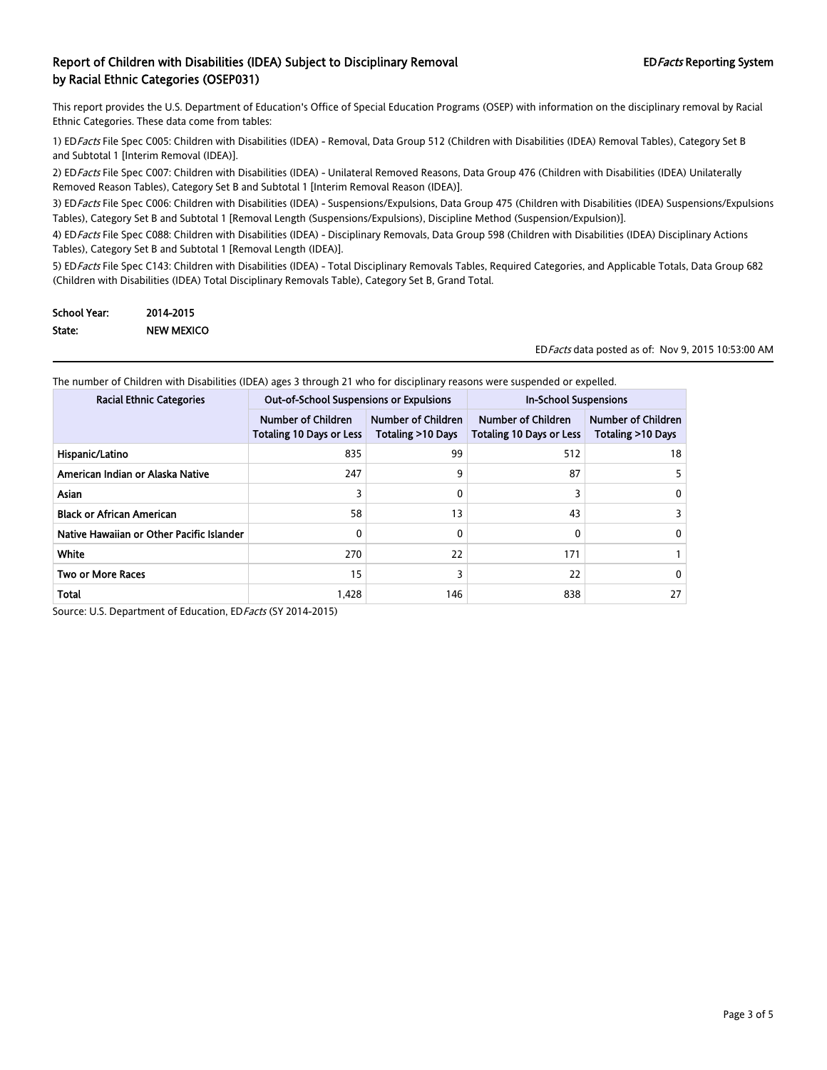## Report of Children with Disabilities (IDEA) Subject to Disciplinary Removal by Racial Ethnic Categories (OSEP031)

**ED*Facts* Reporting System**

This report provides the U.S. Department of Education's Office of Special Education Programs (OSEP) with information on the disciplinary removal by Racial Ethnic Categories. These data come from tables:

1) ED*Facts* File Spec C005: Children with Disabilities (IDEA) - Removal, Data Group 512 (Children with Disabilities (IDEA) Removal Tables), Category Set B and Subtotal 1 [Interim Removal (IDEA)].

2) ED*Facts* File Spec C007: Children with Disabilities (IDEA) - Unilateral Removed Reasons, Data Group 476 (Children with Disabilities (IDEA) Unilaterally Removed Reason Tables), Category Set B and Subtotal 1 [Interim Removal Reason (IDEA)].

3) ED*Facts* File Spec C006: Children with Disabilities (IDEA) - Suspensions/Expulsions, Data Group 475 (Children with Disabilities (IDEA) Suspensions/Expulsions Tables), Category Set B and Subtotal 1 [Removal Length (Suspensions/Expulsions), Discipline Method (Suspension/Expulsion)].

4) ED*Facts* File Spec C088: Children with Disabilities (IDEA) - Disciplinary Removals, Data Group 598 (Children with Disabilities (IDEA) Disciplinary Actions Tables), Category Set B and Subtotal 1 [Removal Length (IDEA)].

5) ED*Facts* File Spec C143: Children with Disabilities (IDEA) - Total Disciplinary Removals Tables, Required Categories, and Applicable Totals, Data Group 682 (Children with Disabilities (IDEA) Total Disciplinary Removals Table), Category Set B, Grand Total.

**School Year:** 2014-2015

**State:** NEW MEXICO

ED*Facts* data posted as of: Nov 9, 2015 10:53:00 AM

The number of Children with Disabilities (IDEA) ages 3 through 21 who for disciplinary reasons were suspended or expelled.

| Racial Ethnic Categories | Out-of-School Suspensions or Expulsions | | In-School Suspensions | |
|---|---|---|---|---|
| | Number of Children Totaling 10 Days or Less | Number of Children Totaling >10 Days | Number of Children Totaling 10 Days or Less | Number of Children Totaling >10 Days |
| Hispanic/Latino | 835 | 99 | 512 | 18 |
| American Indian or Alaska Native | 247 | 9 | 87 | 5 |
| Asian | 3 | 0 | 3 | 0 |
| Black or African American | 58 | 13 | 43 | 3 |
| Native Hawaiian or Other Pacific Islander | 0 | 0 | 0 | 0 |
| White | 270 | 22 | 171 | 1 |
| Two or More Races | 15 | 3 | 22 | 0 |
| Total | 1,428 | 146 | 838 | 27 |

Source: U.S. Department of Education, ED*Facts* (SY 2014-2015)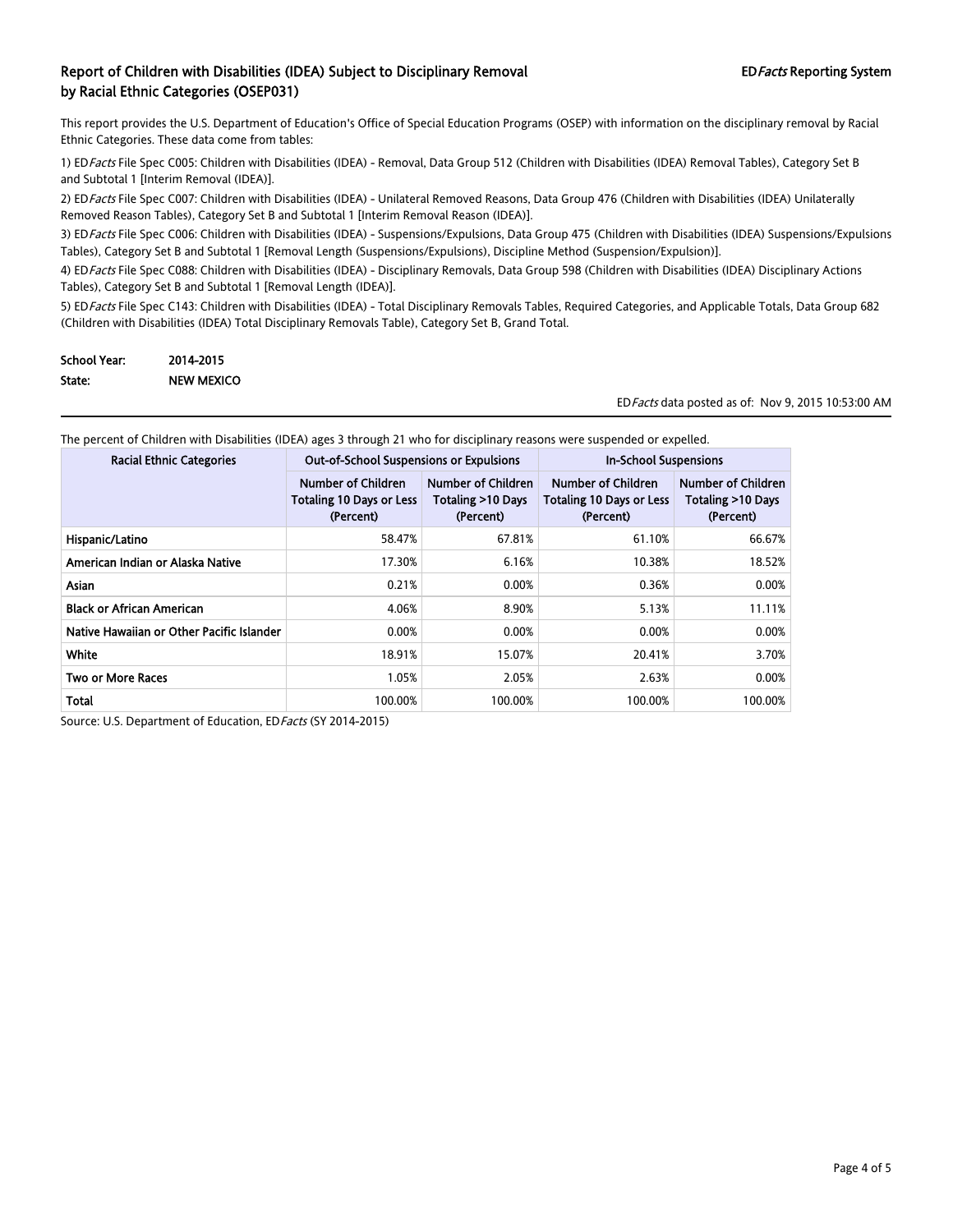# Report of Children with Disabilities (IDEA) Subject to Disciplinary Removal by Racial Ethnic Categories (OSEP031)

ED*Facts* Reporting System

This report provides the U.S. Department of Education's Office of Special Education Programs (OSEP) with information on the disciplinary removal by Racial Ethnic Categories. These data come from tables:

1) ED*Facts* File Spec C005: Children with Disabilities (IDEA) - Removal, Data Group 512 (Children with Disabilities (IDEA) Removal Tables), Category Set B and Subtotal 1 [Interim Removal (IDEA)].

2) ED*Facts* File Spec C007: Children with Disabilities (IDEA) - Unilateral Removed Reasons, Data Group 476 (Children with Disabilities (IDEA) Unilaterally Removed Reason Tables), Category Set B and Subtotal 1 [Interim Removal Reason (IDEA)].

3) ED*Facts* File Spec C006: Children with Disabilities (IDEA) - Suspensions/Expulsions, Data Group 475 (Children with Disabilities (IDEA) Suspensions/Expulsions Tables), Category Set B and Subtotal 1 [Removal Length (Suspensions/Expulsions), Discipline Method (Suspension/Expulsion)].

4) ED*Facts* File Spec C088: Children with Disabilities (IDEA) - Disciplinary Removals, Data Group 598 (Children with Disabilities (IDEA) Disciplinary Actions Tables), Category Set B and Subtotal 1 [Removal Length (IDEA)].

5) ED*Facts* File Spec C143: Children with Disabilities (IDEA) - Total Disciplinary Removals Tables, Required Categories, and Applicable Totals, Data Group 682 (Children with Disabilities (IDEA) Total Disciplinary Removals Table), Category Set B, Grand Total.

**School Year:** 2014-2015
**State:** NEW MEXICO

ED*Facts* data posted as of: Nov 9, 2015 10:53:00 AM

The percent of Children with Disabilities (IDEA) ages 3 through 21 who for disciplinary reasons were suspended or expelled.

| Racial Ethnic Categories | Out-of-School Suspensions or Expulsions | | In-School Suspensions | |
|---|---|---|---|---|
| | Number of Children Totaling 10 Days or Less (Percent) | Number of Children Totaling >10 Days (Percent) | Number of Children Totaling 10 Days or Less (Percent) | Number of Children Totaling >10 Days (Percent) |
| Hispanic/Latino | 58.47% | 67.81% | 61.10% | 66.67% |
| American Indian or Alaska Native | 17.30% | 6.16% | 10.38% | 18.52% |
| Asian | 0.21% | 0.00% | 0.36% | 0.00% |
| Black or African American | 4.06% | 8.90% | 5.13% | 11.11% |
| Native Hawaiian or Other Pacific Islander | 0.00% | 0.00% | 0.00% | 0.00% |
| White | 18.91% | 15.07% | 20.41% | 3.70% |
| Two or More Races | 1.05% | 2.05% | 2.63% | 0.00% |
| Total | 100.00% | 100.00% | 100.00% | 100.00% |

Source: U.S. Department of Education, ED*Facts* (SY 2014-2015)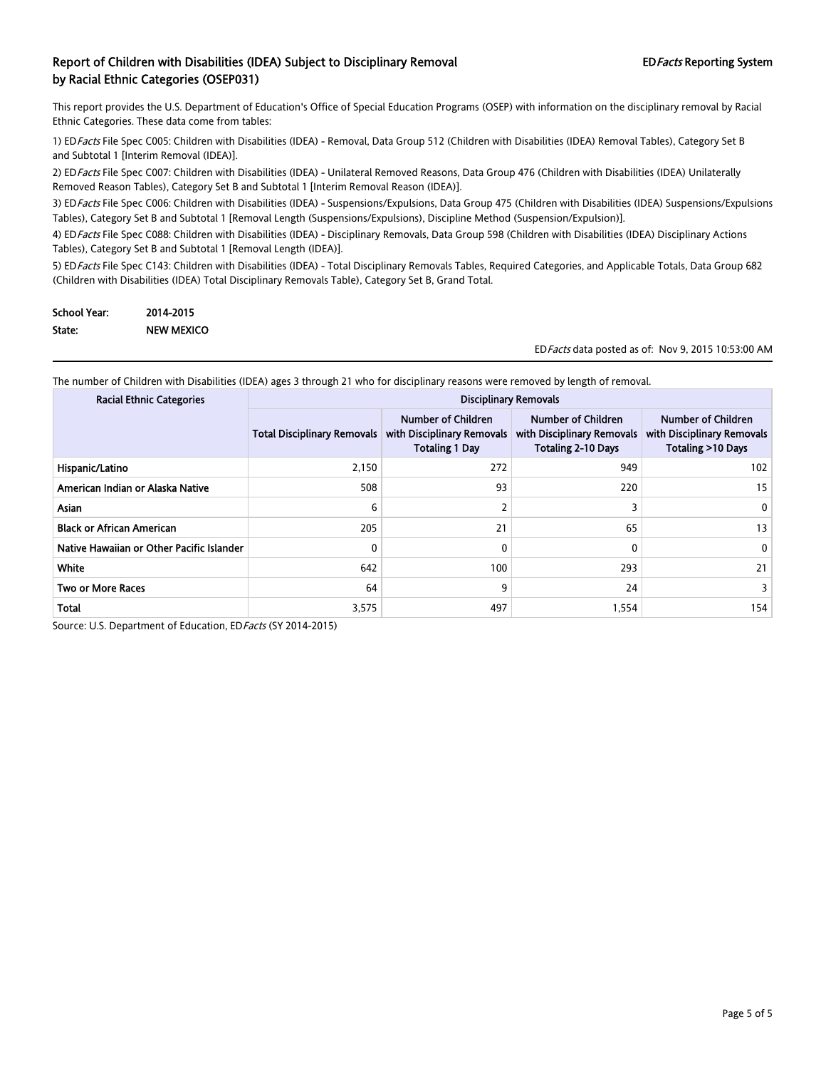# Report of Children with Disabilities (IDEA) Subject to Disciplinary Removal by Racial Ethnic Categories (OSEP031)

ED*Facts* Reporting System

This report provides the U.S. Department of Education's Office of Special Education Programs (OSEP) with information on the disciplinary removal by Racial Ethnic Categories. These data come from tables:

1) ED*Facts* File Spec C005: Children with Disabilities (IDEA) - Removal, Data Group 512 (Children with Disabilities (IDEA) Removal Tables), Category Set B and Subtotal 1 [Interim Removal (IDEA)].

2) ED*Facts* File Spec C007: Children with Disabilities (IDEA) - Unilateral Removed Reasons, Data Group 476 (Children with Disabilities (IDEA) Unilaterally Removed Reason Tables), Category Set B and Subtotal 1 [Interim Removal Reason (IDEA)].

3) ED*Facts* File Spec C006: Children with Disabilities (IDEA) - Suspensions/Expulsions, Data Group 475 (Children with Disabilities (IDEA) Suspensions/Expulsions Tables), Category Set B and Subtotal 1 [Removal Length (Suspensions/Expulsions), Discipline Method (Suspension/Expulsion)].

4) ED*Facts* File Spec C088: Children with Disabilities (IDEA) - Disciplinary Removals, Data Group 598 (Children with Disabilities (IDEA) Disciplinary Actions Tables), Category Set B and Subtotal 1 [Removal Length (IDEA)].

5) ED*Facts* File Spec C143: Children with Disabilities (IDEA) - Total Disciplinary Removals Tables, Required Categories, and Applicable Totals, Data Group 682 (Children with Disabilities (IDEA) Total Disciplinary Removals Table), Category Set B, Grand Total.

**School Year:** 2014-2015

**State:** NEW MEXICO

ED*Facts* data posted as of: Nov 9, 2015 10:53:00 AM

The number of Children with Disabilities (IDEA) ages 3 through 21 who for disciplinary reasons were removed by length of removal.

| Racial Ethnic Categories | Disciplinary Removals | | | |
|---|---|---|---|---|
| | Total Disciplinary Removals | Number of Children with Disciplinary Removals Totaling 1 Day | Number of Children with Disciplinary Removals Totaling 2-10 Days | Number of Children with Disciplinary Removals Totaling >10 Days |
| Hispanic/Latino | 2,150 | 272 | 949 | 102 |
| American Indian or Alaska Native | 508 | 93 | 220 | 15 |
| Asian | 6 | 2 | 3 | 0 |
| Black or African American | 205 | 21 | 65 | 13 |
| Native Hawaiian or Other Pacific Islander | 0 | 0 | 0 | 0 |
| White | 642 | 100 | 293 | 21 |
| Two or More Races | 64 | 9 | 24 | 3 |
| Total | 3,575 | 497 | 1,554 | 154 |

Source: U.S. Department of Education, ED*Facts* (SY 2014-2015)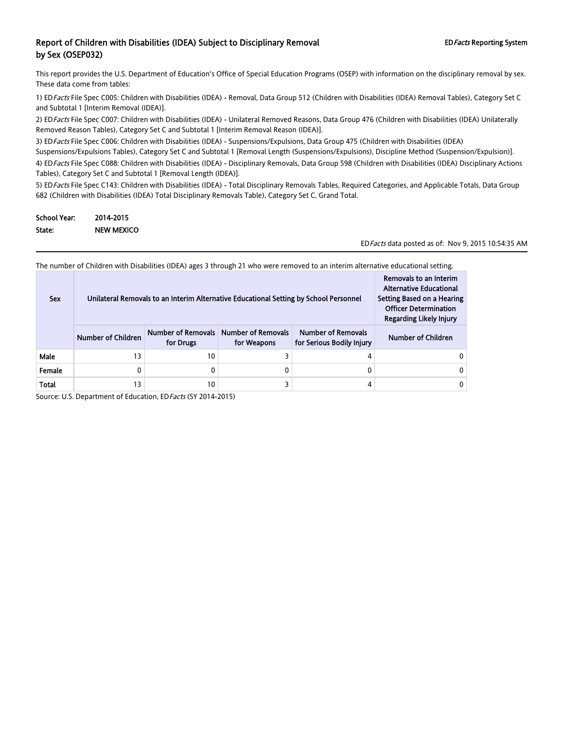## Report of Children with Disabilities (IDEA) Subject to Disciplinary Removal by Sex (OSEP032)

ED*Facts* Reporting System

This report provides the U.S. Department of Education's Office of Special Education Programs (OSEP) with information on the disciplinary removal by sex. These data come from tables:

1) ED*Facts* File Spec C005: Children with Disabilities (IDEA) - Removal, Data Group 512 (Children with Disabilities (IDEA) Removal Tables), Category Set C and Subtotal 1 [Interim Removal (IDEA)].

2) ED*Facts* File Spec C007: Children with Disabilities (IDEA) - Unilateral Removed Reasons, Data Group 476 (Children with Disabilities (IDEA) Unilaterally Removed Reason Tables), Category Set C and Subtotal 1 [Interim Removal Reason (IDEA)].

3) ED*Facts* File Spec C006: Children with Disabilities (IDEA) - Suspensions/Expulsions, Data Group 475 (Children with Disabilities (IDEA) Suspensions/Expulsions Tables), Category Set C and Subtotal 1 [Removal Length (Suspensions/Expulsions), Discipline Method (Suspension/Expulsion)].

4) ED*Facts* File Spec C088: Children with Disabilities (IDEA) - Disciplinary Removals, Data Group 598 (Children with Disabilities (IDEA) Disciplinary Actions Tables), Category Set C and Subtotal 1 [Removal Length (IDEA)].

5) ED*Facts* File Spec C143: Children with Disabilities (IDEA) - Total Disciplinary Removals Tables, Required Categories, and Applicable Totals, Data Group 682 (Children with Disabilities (IDEA) Total Disciplinary Removals Table), Category Set C, Grand Total.

**School Year:** 2014-2015
**State:** NEW MEXICO

ED*Facts* data posted as of: Nov 9, 2015 10:54:35 AM

The number of Children with Disabilities (IDEA) ages 3 through 21 who were removed to an interim alternative educational setting.

| Sex | Unilateral Removals to an Interim Alternative Educational Setting by School Personnel | | | | Removals to an Interim Alternative Educational Setting Based on a Hearing Officer Determination Regarding Likely Injury |
|---|---|---|---|---|---|
| | Number of Children | Number of Removals for Drugs | Number of Removals for Weapons | Number of Removals for Serious Bodily Injury | Number of Children |
| Male | 13 | 10 | 3 | 4 | 0 |
| Female | 0 | 0 | 0 | 0 | 0 |
| Total | 13 | 10 | 3 | 4 | 0 |

Source: U.S. Department of Education, ED*Facts* (SY 2014-2015)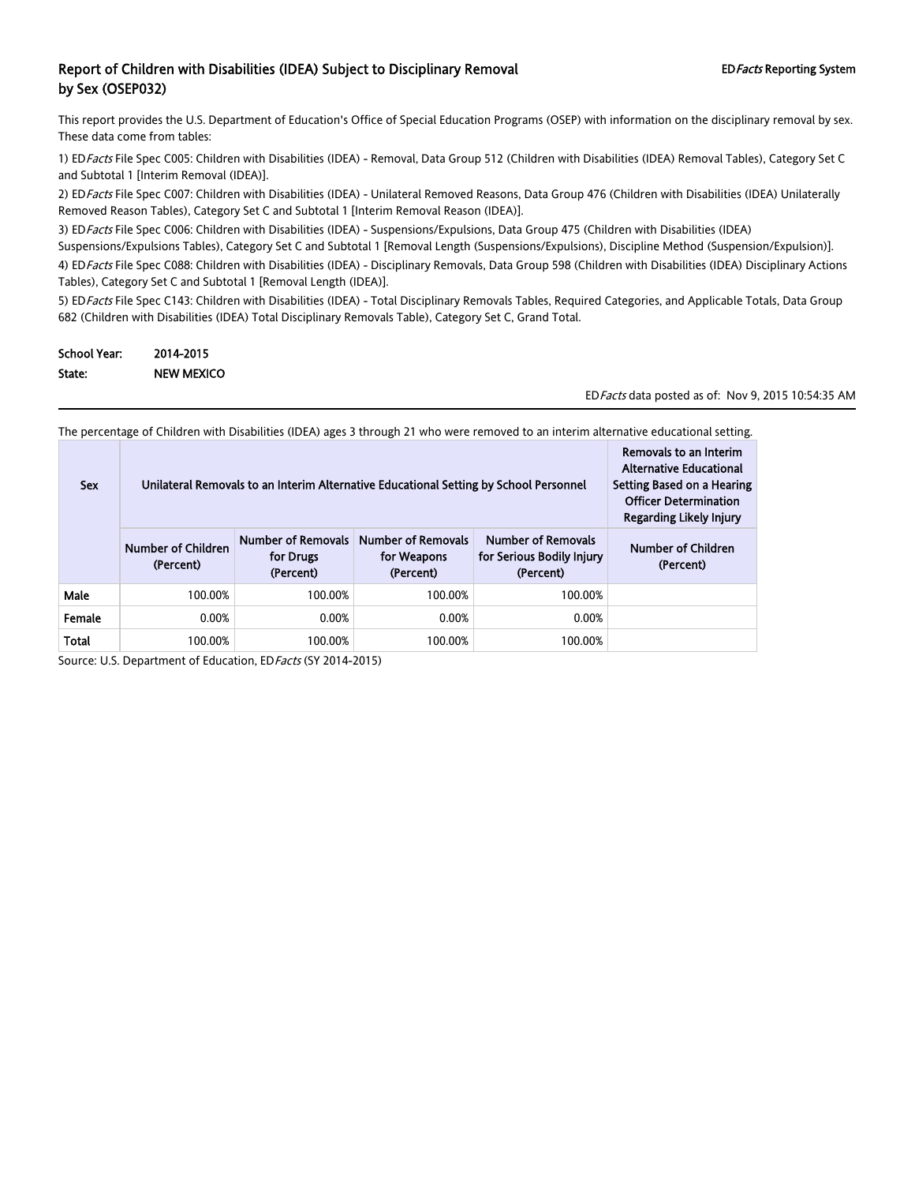## Report of Children with Disabilities (IDEA) Subject to Disciplinary Removal by Sex (OSEP032)

ED*Facts* Reporting System

This report provides the U.S. Department of Education's Office of Special Education Programs (OSEP) with information on the disciplinary removal by sex. These data come from tables:

1) ED*Facts* File Spec C005: Children with Disabilities (IDEA) - Removal, Data Group 512 (Children with Disabilities (IDEA) Removal Tables), Category Set C and Subtotal 1 [Interim Removal (IDEA)].

2) ED*Facts* File Spec C007: Children with Disabilities (IDEA) - Unilateral Removed Reasons, Data Group 476 (Children with Disabilities (IDEA) Unilaterally Removed Reason Tables), Category Set C and Subtotal 1 [Interim Removal Reason (IDEA)].

3) ED*Facts* File Spec C006: Children with Disabilities (IDEA) - Suspensions/Expulsions, Data Group 475 (Children with Disabilities (IDEA) Suspensions/Expulsions Tables), Category Set C and Subtotal 1 [Removal Length (Suspensions/Expulsions), Discipline Method (Suspension/Expulsion)].

4) ED*Facts* File Spec C088: Children with Disabilities (IDEA) - Disciplinary Removals, Data Group 598 (Children with Disabilities (IDEA) Disciplinary Actions Tables), Category Set C and Subtotal 1 [Removal Length (IDEA)].

5) ED*Facts* File Spec C143: Children with Disabilities (IDEA) - Total Disciplinary Removals Tables, Required Categories, and Applicable Totals, Data Group 682 (Children with Disabilities (IDEA) Total Disciplinary Removals Table), Category Set C, Grand Total.

**School Year:** 2014-2015

**State:** NEW MEXICO

ED*Facts* data posted as of: Nov 9, 2015 10:54:35 AM

The percentage of Children with Disabilities (IDEA) ages 3 through 21 who were removed to an interim alternative educational setting.

| Sex | Unilateral Removals to an Interim Alternative Educational Setting by School Personnel | | | | Removals to an Interim Alternative Educational Setting Based on a Hearing Officer Determination Regarding Likely Injury |
|---|---|---|---|---|---|
| | Number of Children (Percent) | Number of Removals for Drugs (Percent) | Number of Removals for Weapons (Percent) | Number of Removals for Serious Bodily Injury (Percent) | Number of Children (Percent) |
| Male | 100.00% | 100.00% | 100.00% | 100.00% | |
| Female | 0.00% | 0.00% | 0.00% | 0.00% | |
| Total | 100.00% | 100.00% | 100.00% | 100.00% | |

Source: U.S. Department of Education, ED*Facts* (SY 2014-2015)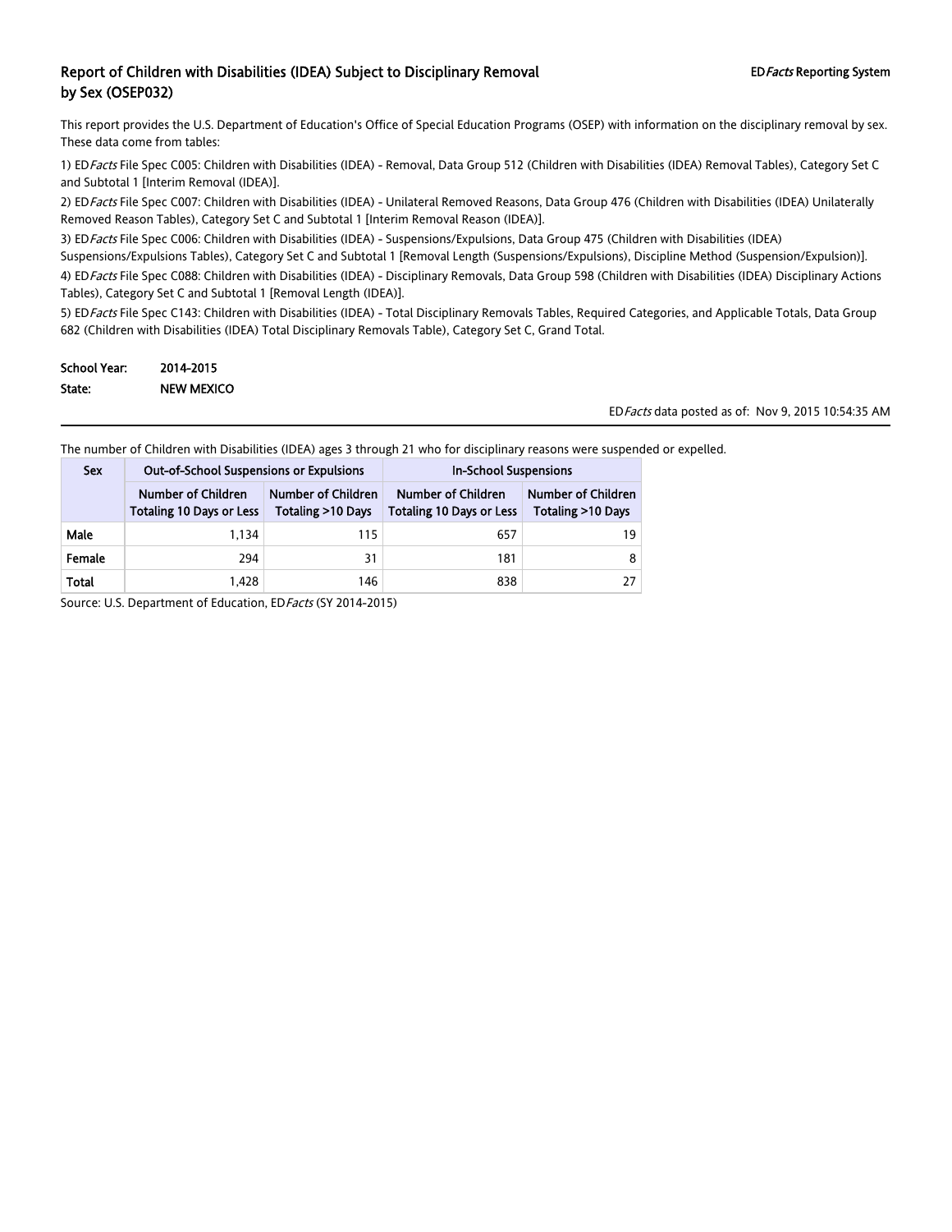# Report of Children with Disabilities (IDEA) Subject to Disciplinary Removal by Sex (OSEP032)

ED*Facts* Reporting System

This report provides the U.S. Department of Education's Office of Special Education Programs (OSEP) with information on the disciplinary removal by sex. These data come from tables:

1) ED*Facts* File Spec C005: Children with Disabilities (IDEA) - Removal, Data Group 512 (Children with Disabilities (IDEA) Removal Tables), Category Set C and Subtotal 1 [Interim Removal (IDEA)].

2) ED*Facts* File Spec C007: Children with Disabilities (IDEA) - Unilateral Removed Reasons, Data Group 476 (Children with Disabilities (IDEA) Unilaterally Removed Reason Tables), Category Set C and Subtotal 1 [Interim Removal Reason (IDEA)].

3) ED*Facts* File Spec C006: Children with Disabilities (IDEA) - Suspensions/Expulsions, Data Group 475 (Children with Disabilities (IDEA) Suspensions/Expulsions Tables), Category Set C and Subtotal 1 [Removal Length (Suspensions/Expulsions), Discipline Method (Suspension/Expulsion)].

4) ED*Facts* File Spec C088: Children with Disabilities (IDEA) - Disciplinary Removals, Data Group 598 (Children with Disabilities (IDEA) Disciplinary Actions Tables), Category Set C and Subtotal 1 [Removal Length (IDEA)].

5) ED*Facts* File Spec C143: Children with Disabilities (IDEA) - Total Disciplinary Removals Tables, Required Categories, and Applicable Totals, Data Group 682 (Children with Disabilities (IDEA) Total Disciplinary Removals Table), Category Set C, Grand Total.

**School Year:** 2014-2015

**State:** NEW MEXICO

ED*Facts* data posted as of: Nov 9, 2015 10:54:35 AM

The number of Children with Disabilities (IDEA) ages 3 through 21 who for disciplinary reasons were suspended or expelled.

| Sex | Out-of-School Suspensions or Expulsions | | In-School Suspensions | |
|---|---|---|---|---|
| | Number of Children Totaling 10 Days or Less | Number of Children Totaling >10 Days | Number of Children Totaling 10 Days or Less | Number of Children Totaling >10 Days |
| Male | 1,134 | 115 | 657 | 19 |
| Female | 294 | 31 | 181 | 8 |
| Total | 1,428 | 146 | 838 | 27 |

Source: U.S. Department of Education, ED*Facts* (SY 2014-2015)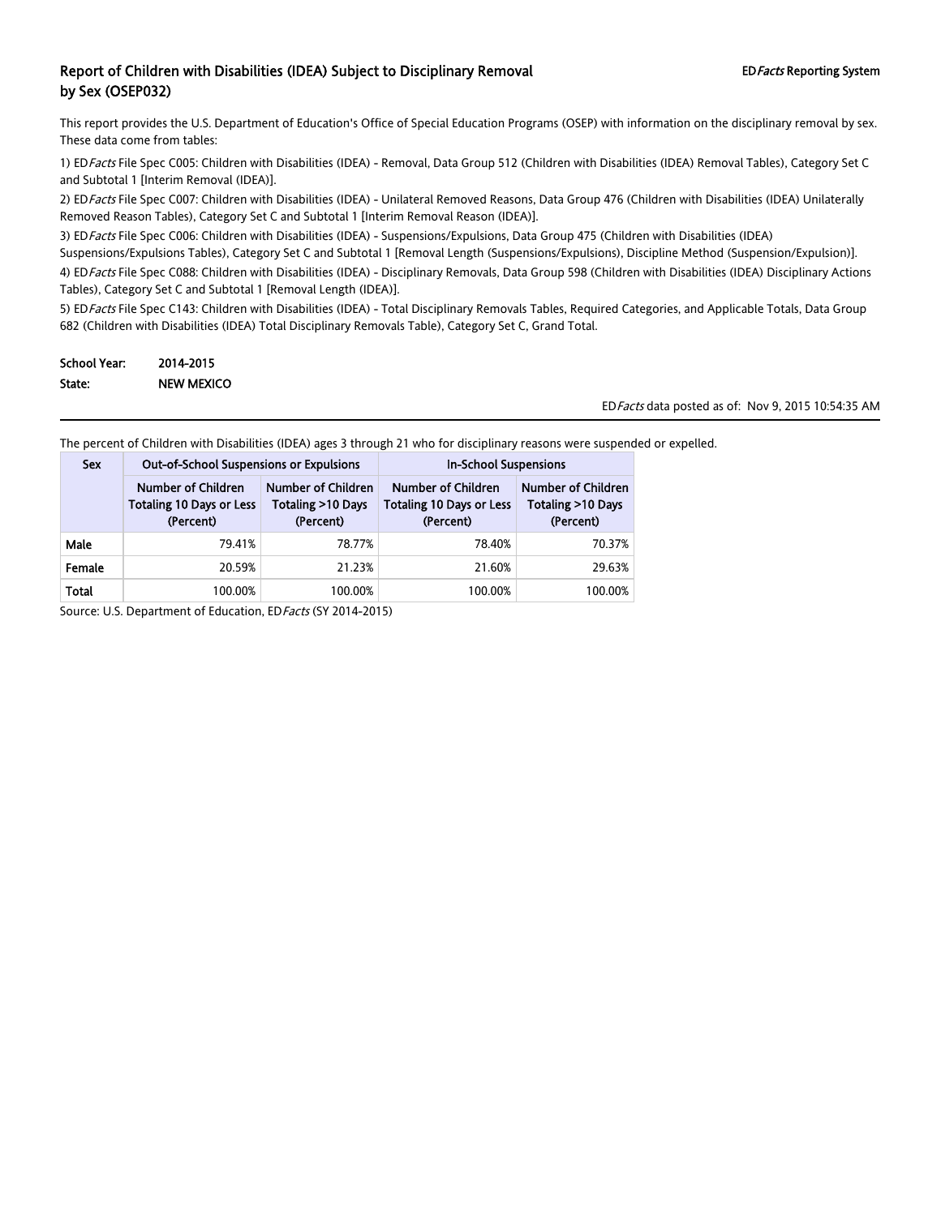# Report of Children with Disabilities (IDEA) Subject to Disciplinary Removal by Sex (OSEP032)

ED*Facts* Reporting System

This report provides the U.S. Department of Education's Office of Special Education Programs (OSEP) with information on the disciplinary removal by sex. These data come from tables:

1) ED*Facts* File Spec C005: Children with Disabilities (IDEA) - Removal, Data Group 512 (Children with Disabilities (IDEA) Removal Tables), Category Set C and Subtotal 1 [Interim Removal (IDEA)].

2) ED*Facts* File Spec C007: Children with Disabilities (IDEA) - Unilateral Removed Reasons, Data Group 476 (Children with Disabilities (IDEA) Unilaterally Removed Reason Tables), Category Set C and Subtotal 1 [Interim Removal Reason (IDEA)].

3) ED*Facts* File Spec C006: Children with Disabilities (IDEA) - Suspensions/Expulsions, Data Group 475 (Children with Disabilities (IDEA) Suspensions/Expulsions Tables), Category Set C and Subtotal 1 [Removal Length (Suspensions/Expulsions), Discipline Method (Suspension/Expulsion)].

4) ED*Facts* File Spec C088: Children with Disabilities (IDEA) - Disciplinary Removals, Data Group 598 (Children with Disabilities (IDEA) Disciplinary Actions Tables), Category Set C and Subtotal 1 [Removal Length (IDEA)].

5) ED*Facts* File Spec C143: Children with Disabilities (IDEA) - Total Disciplinary Removals Tables, Required Categories, and Applicable Totals, Data Group 682 (Children with Disabilities (IDEA) Total Disciplinary Removals Table), Category Set C, Grand Total.

**School Year:** 2014-2015
**State:** NEW MEXICO

ED*Facts* data posted as of: Nov 9, 2015 10:54:35 AM

The percent of Children with Disabilities (IDEA) ages 3 through 21 who for disciplinary reasons were suspended or expelled.

| Sex | Out-of-School Suspensions or Expulsions | | In-School Suspensions | |
|---|---|---|---|---|
| | Number of Children Totaling 10 Days or Less (Percent) | Number of Children Totaling >10 Days (Percent) | Number of Children Totaling 10 Days or Less (Percent) | Number of Children Totaling >10 Days (Percent) |
| Male | 79.41% | 78.77% | 78.40% | 70.37% |
| Female | 20.59% | 21.23% | 21.60% | 29.63% |
| Total | 100.00% | 100.00% | 100.00% | 100.00% |

Source: U.S. Department of Education, ED*Facts* (SY 2014-2015)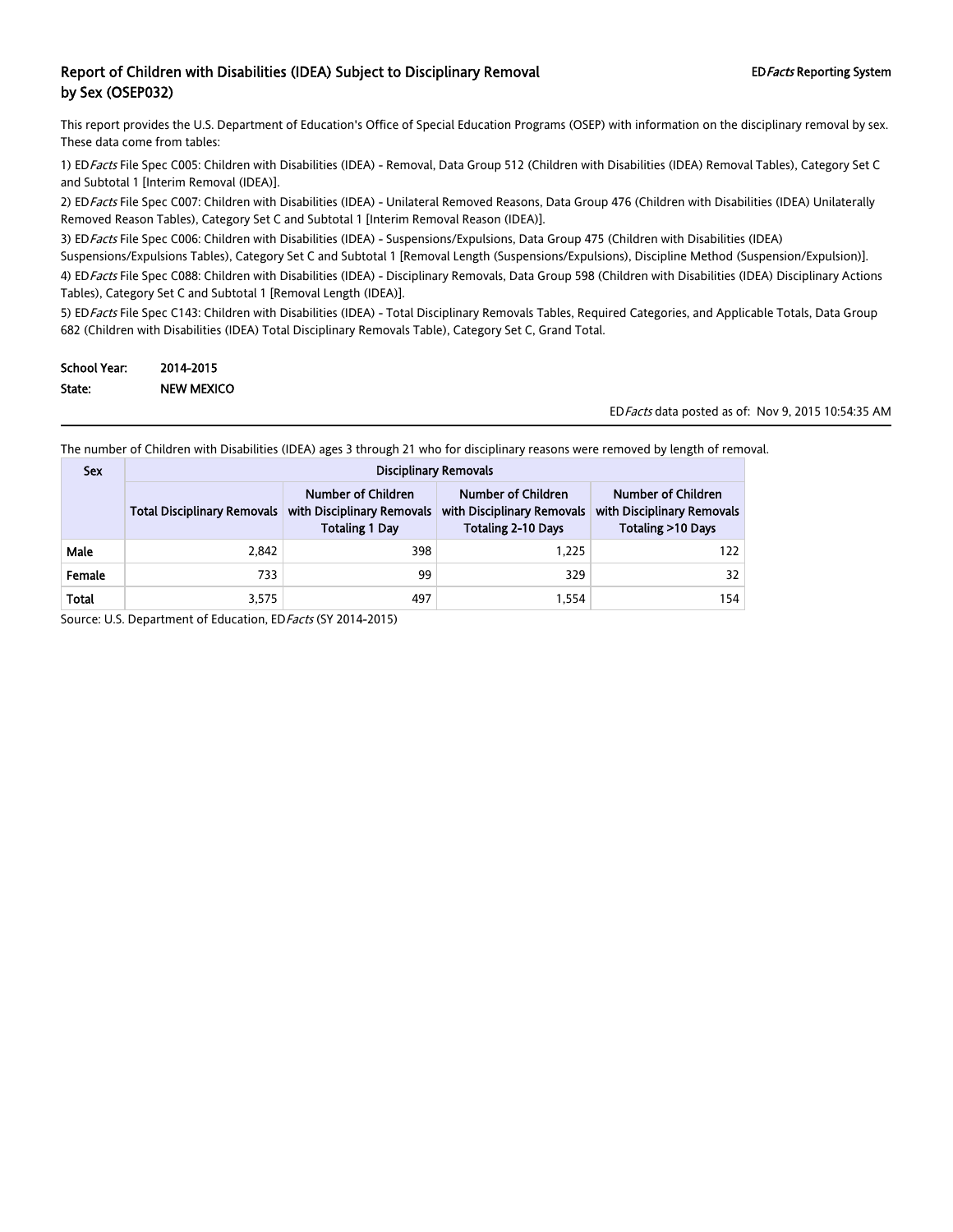# Report of Children with Disabilities (IDEA) Subject to Disciplinary Removal by Sex (OSEP032)

ED*Facts* Reporting System

This report provides the U.S. Department of Education's Office of Special Education Programs (OSEP) with information on the disciplinary removal by sex. These data come from tables:

1) ED*Facts* File Spec C005: Children with Disabilities (IDEA) - Removal, Data Group 512 (Children with Disabilities (IDEA) Removal Tables), Category Set C and Subtotal 1 [Interim Removal (IDEA)].

2) ED*Facts* File Spec C007: Children with Disabilities (IDEA) - Unilateral Removed Reasons, Data Group 476 (Children with Disabilities (IDEA) Unilaterally Removed Reason Tables), Category Set C and Subtotal 1 [Interim Removal Reason (IDEA)].

3) ED*Facts* File Spec C006: Children with Disabilities (IDEA) - Suspensions/Expulsions, Data Group 475 (Children with Disabilities (IDEA) Suspensions/Expulsions Tables), Category Set C and Subtotal 1 [Removal Length (Suspensions/Expulsions), Discipline Method (Suspension/Expulsion)].

4) ED*Facts* File Spec C088: Children with Disabilities (IDEA) - Disciplinary Removals, Data Group 598 (Children with Disabilities (IDEA) Disciplinary Actions Tables), Category Set C and Subtotal 1 [Removal Length (IDEA)].

5) ED*Facts* File Spec C143: Children with Disabilities (IDEA) - Total Disciplinary Removals Tables, Required Categories, and Applicable Totals, Data Group 682 (Children with Disabilities (IDEA) Total Disciplinary Removals Table), Category Set C, Grand Total.

**School Year:** 2014-2015

**State:** NEW MEXICO

ED*Facts* data posted as of: Nov 9, 2015 10:54:35 AM

The number of Children with Disabilities (IDEA) ages 3 through 21 who for disciplinary reasons were removed by length of removal.

| Sex | Disciplinary Removals | | | |
|---|---|---|---|---|
| | Total Disciplinary Removals | Number of Children with Disciplinary Removals Totaling 1 Day | Number of Children with Disciplinary Removals Totaling 2-10 Days | Number of Children with Disciplinary Removals Totaling >10 Days |
| Male | 2,842 | 398 | 1,225 | 122 |
| Female | 733 | 99 | 329 | 32 |
| Total | 3,575 | 497 | 1,554 | 154 |

Source: U.S. Department of Education, ED*Facts* (SY 2014-2015)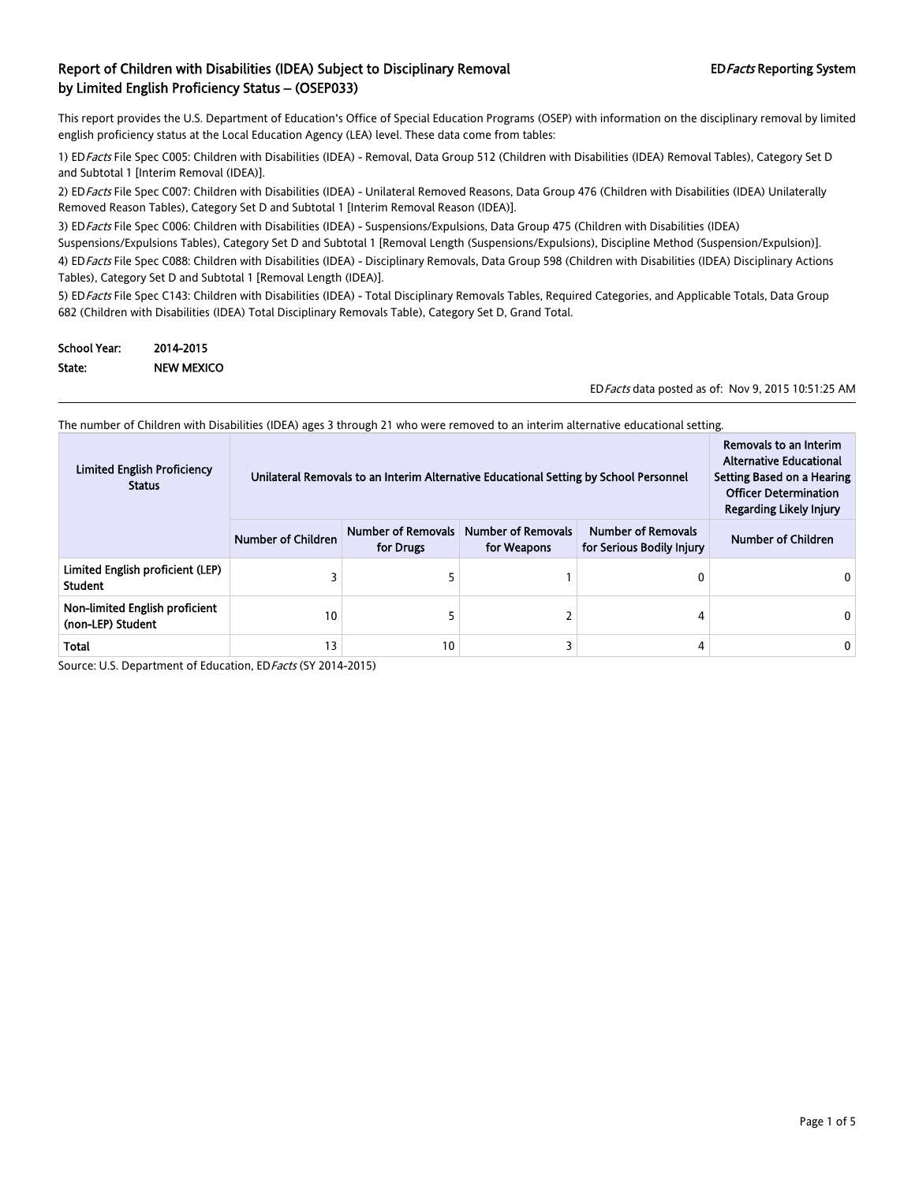## Report of Children with Disabilities (IDEA) Subject to Disciplinary Removal by Limited English Proficiency Status – (OSEP033)

EDFacts Reporting System

This report provides the U.S. Department of Education's Office of Special Education Programs (OSEP) with information on the disciplinary removal by limited english proficiency status at the Local Education Agency (LEA) level. These data come from tables:

1) EDFacts File Spec C005: Children with Disabilities (IDEA) - Removal, Data Group 512 (Children with Disabilities (IDEA) Removal Tables), Category Set D and Subtotal 1 [Interim Removal (IDEA)].

2) EDFacts File Spec C007: Children with Disabilities (IDEA) - Unilateral Removed Reasons, Data Group 476 (Children with Disabilities (IDEA) Unilaterally Removed Reason Tables), Category Set D and Subtotal 1 [Interim Removal Reason (IDEA)].

3) EDFacts File Spec C006: Children with Disabilities (IDEA) - Suspensions/Expulsions, Data Group 475 (Children with Disabilities (IDEA) Suspensions/Expulsions Tables), Category Set D and Subtotal 1 [Removal Length (Suspensions/Expulsions), Discipline Method (Suspension/Expulsion)].

4) EDFacts File Spec C088: Children with Disabilities (IDEA) - Disciplinary Removals, Data Group 598 (Children with Disabilities (IDEA) Disciplinary Actions Tables), Category Set D and Subtotal 1 [Removal Length (IDEA)].

5) EDFacts File Spec C143: Children with Disabilities (IDEA) - Total Disciplinary Removals Tables, Required Categories, and Applicable Totals, Data Group 682 (Children with Disabilities (IDEA) Total Disciplinary Removals Table), Category Set D, Grand Total.

**School Year:** 2014-2015

**State:** NEW MEXICO

EDFacts data posted as of: Nov 9, 2015 10:51:25 AM

The number of Children with Disabilities (IDEA) ages 3 through 21 who were removed to an interim alternative educational setting.

| Limited English Proficiency Status | Unilateral Removals to an Interim Alternative Educational Setting by School Personnel | | | | Removals to an Interim Alternative Educational Setting Based on a Hearing Officer Determination Regarding Likely Injury |
|---|---|---|---|---|---|
| | Number of Children | Number of Removals for Drugs | Number of Removals for Weapons | Number of Removals for Serious Bodily Injury | Number of Children |
| Limited English proficient (LEP) Student | 3 | 5 | 1 | 0 | 0 |
| Non-limited English proficient (non-LEP) Student | 10 | 5 | 2 | 4 | 0 |
| Total | 13 | 10 | 3 | 4 | 0 |

Source: U.S. Department of Education, EDFacts (SY 2014-2015)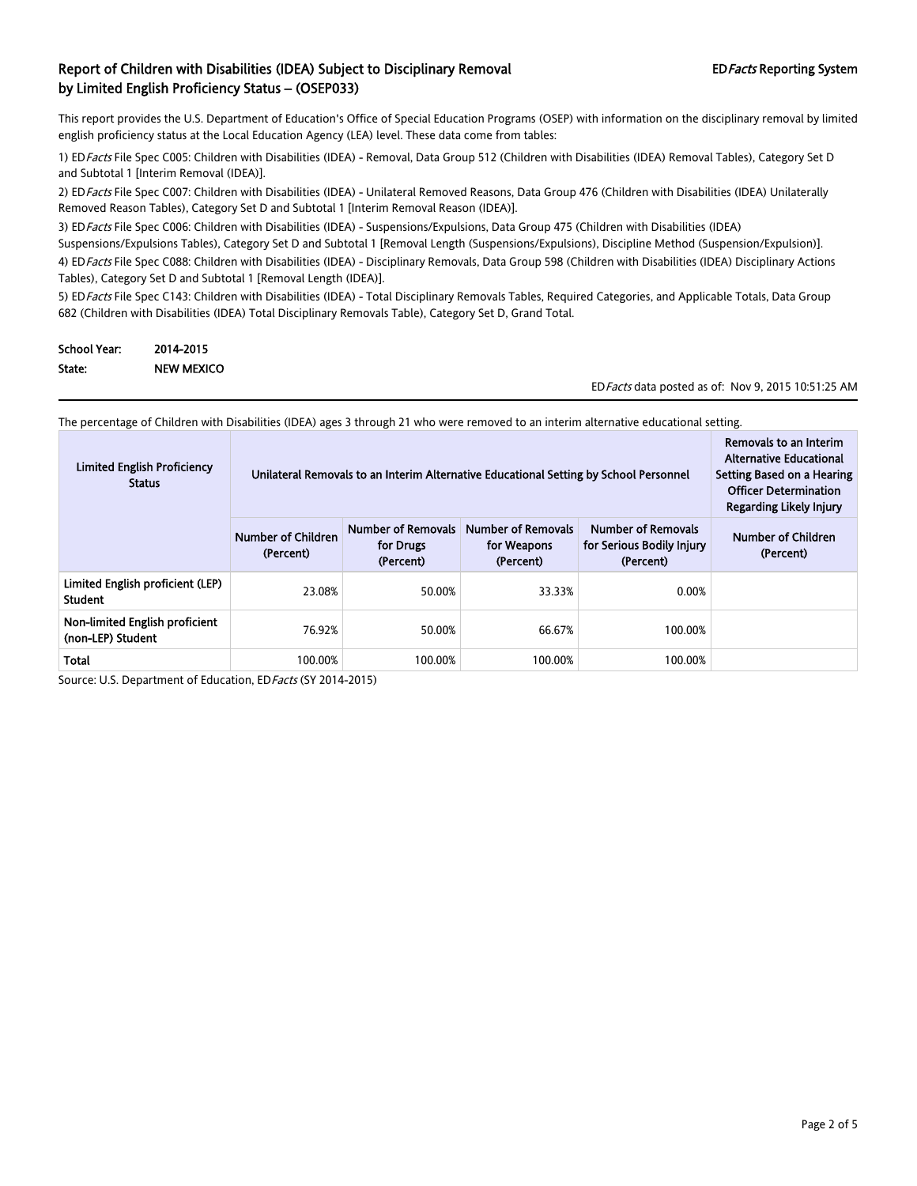# Report of Children with Disabilities (IDEA) Subject to Disciplinary Removal by Limited English Proficiency Status – (OSEP033)

EDFacts Reporting System

This report provides the U.S. Department of Education's Office of Special Education Programs (OSEP) with information on the disciplinary removal by limited english proficiency status at the Local Education Agency (LEA) level. These data come from tables:

1) EDFacts File Spec C005: Children with Disabilities (IDEA) - Removal, Data Group 512 (Children with Disabilities (IDEA) Removal Tables), Category Set D and Subtotal 1 [Interim Removal (IDEA)].

2) EDFacts File Spec C007: Children with Disabilities (IDEA) - Unilateral Removed Reasons, Data Group 476 (Children with Disabilities (IDEA) Unilaterally Removed Reason Tables), Category Set D and Subtotal 1 [Interim Removal Reason (IDEA)].

3) EDFacts File Spec C006: Children with Disabilities (IDEA) - Suspensions/Expulsions, Data Group 475 (Children with Disabilities (IDEA) Suspensions/Expulsions Tables), Category Set D and Subtotal 1 [Removal Length (Suspensions/Expulsions), Discipline Method (Suspension/Expulsion)].

4) EDFacts File Spec C088: Children with Disabilities (IDEA) - Disciplinary Removals, Data Group 598 (Children with Disabilities (IDEA) Disciplinary Actions Tables), Category Set D and Subtotal 1 [Removal Length (IDEA)].

5) EDFacts File Spec C143: Children with Disabilities (IDEA) - Total Disciplinary Removals Tables, Required Categories, and Applicable Totals, Data Group 682 (Children with Disabilities (IDEA) Total Disciplinary Removals Table), Category Set D, Grand Total.

**School Year:** 2014-2015

**State:** NEW MEXICO

EDFacts data posted as of: Nov 9, 2015 10:51:25 AM

The percentage of Children with Disabilities (IDEA) ages 3 through 21 who were removed to an interim alternative educational setting.

| Limited English Proficiency Status | Unilateral Removals to an Interim Alternative Educational Setting by School Personnel | | | | Removals to an Interim Alternative Educational Setting Based on a Hearing Officer Determination Regarding Likely Injury |
|---|---|---|---|---|---|
| | Number of Children (Percent) | Number of Removals for Drugs (Percent) | Number of Removals for Weapons (Percent) | Number of Removals for Serious Bodily Injury (Percent) | Number of Children (Percent) |
| Limited English proficient (LEP) Student | 23.08% | 50.00% | 33.33% | 0.00% | |
| Non-limited English proficient (non-LEP) Student | 76.92% | 50.00% | 66.67% | 100.00% | |
| Total | 100.00% | 100.00% | 100.00% | 100.00% | |

Source: U.S. Department of Education, EDFacts (SY 2014-2015)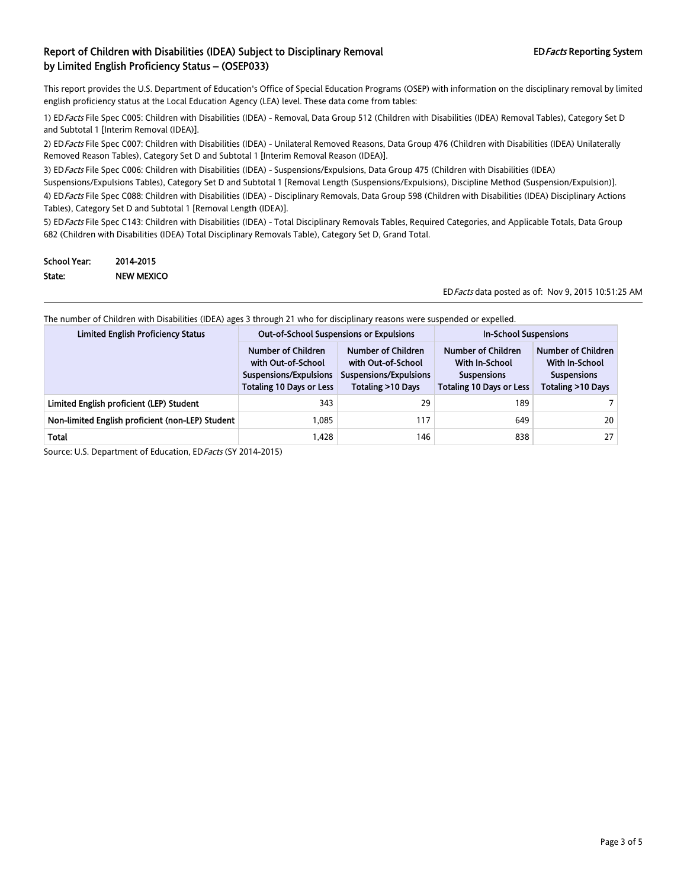## Report of Children with Disabilities (IDEA) Subject to Disciplinary Removal by Limited English Proficiency Status – (OSEP033)

ED*Facts* Reporting System

This report provides the U.S. Department of Education's Office of Special Education Programs (OSEP) with information on the disciplinary removal by limited english proficiency status at the Local Education Agency (LEA) level. These data come from tables:

1) ED*Facts* File Spec C005: Children with Disabilities (IDEA) - Removal, Data Group 512 (Children with Disabilities (IDEA) Removal Tables), Category Set D and Subtotal 1 [Interim Removal (IDEA)].

2) ED*Facts* File Spec C007: Children with Disabilities (IDEA) - Unilateral Removed Reasons, Data Group 476 (Children with Disabilities (IDEA) Unilaterally Removed Reason Tables), Category Set D and Subtotal 1 [Interim Removal Reason (IDEA)].

3) ED*Facts* File Spec C006: Children with Disabilities (IDEA) - Suspensions/Expulsions, Data Group 475 (Children with Disabilities (IDEA) Suspensions/Expulsions Tables), Category Set D and Subtotal 1 [Removal Length (Suspensions/Expulsions), Discipline Method (Suspension/Expulsion)].

4) ED*Facts* File Spec C088: Children with Disabilities (IDEA) - Disciplinary Removals, Data Group 598 (Children with Disabilities (IDEA) Disciplinary Actions Tables), Category Set D and Subtotal 1 [Removal Length (IDEA)].

5) ED*Facts* File Spec C143: Children with Disabilities (IDEA) - Total Disciplinary Removals Tables, Required Categories, and Applicable Totals, Data Group 682 (Children with Disabilities (IDEA) Total Disciplinary Removals Table), Category Set D, Grand Total.

**School Year:** 2014-2015
**State:** NEW MEXICO

ED*Facts* data posted as of: Nov 9, 2015 10:51:25 AM

The number of Children with Disabilities (IDEA) ages 3 through 21 who for disciplinary reasons were suspended or expelled.

| Limited English Proficiency Status | Out-of-School Suspensions or Expulsions | | In-School Suspensions | |
|---|---|---|---|---|
| | Number of Children with Out-of-School Suspensions/Expulsions Totaling 10 Days or Less | Number of Children with Out-of-School Suspensions/Expulsions Totaling >10 Days | Number of Children With In-School Suspensions Totaling 10 Days or Less | Number of Children With In-School Suspensions Totaling >10 Days |
| Limited English proficient (LEP) Student | 343 | 29 | 189 | 7 |
| Non-limited English proficient (non-LEP) Student | 1,085 | 117 | 649 | 20 |
| Total | 1,428 | 146 | 838 | 27 |

Source: U.S. Department of Education, ED*Facts* (SY 2014-2015)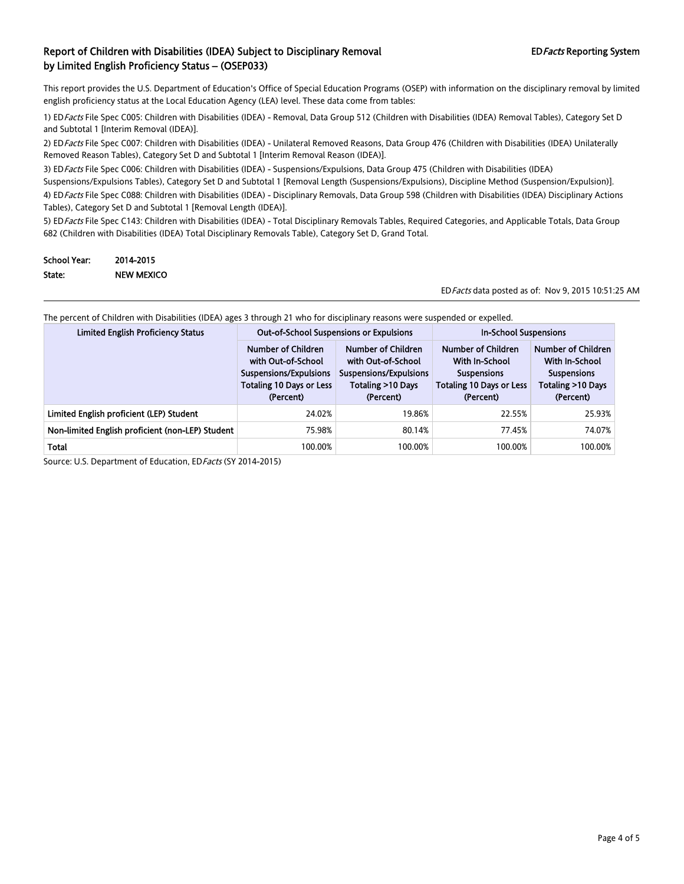# Report of Children with Disabilities (IDEA) Subject to Disciplinary Removal by Limited English Proficiency Status – (OSEP033)

ED*Facts* Reporting System

This report provides the U.S. Department of Education's Office of Special Education Programs (OSEP) with information on the disciplinary removal by limited english proficiency status at the Local Education Agency (LEA) level. These data come from tables:

1) ED*Facts* File Spec C005: Children with Disabilities (IDEA) - Removal, Data Group 512 (Children with Disabilities (IDEA) Removal Tables), Category Set D and Subtotal 1 [Interim Removal (IDEA)].

2) ED*Facts* File Spec C007: Children with Disabilities (IDEA) - Unilateral Removed Reasons, Data Group 476 (Children with Disabilities (IDEA) Unilaterally Removed Reason Tables), Category Set D and Subtotal 1 [Interim Removal Reason (IDEA)].

3) ED*Facts* File Spec C006: Children with Disabilities (IDEA) - Suspensions/Expulsions, Data Group 475 (Children with Disabilities (IDEA) Suspensions/Expulsions Tables), Category Set D and Subtotal 1 [Removal Length (Suspensions/Expulsions), Discipline Method (Suspension/Expulsion)].

4) ED*Facts* File Spec C088: Children with Disabilities (IDEA) - Disciplinary Removals, Data Group 598 (Children with Disabilities (IDEA) Disciplinary Actions Tables), Category Set D and Subtotal 1 [Removal Length (IDEA)].

5) ED*Facts* File Spec C143: Children with Disabilities (IDEA) - Total Disciplinary Removals Tables, Required Categories, and Applicable Totals, Data Group 682 (Children with Disabilities (IDEA) Total Disciplinary Removals Table), Category Set D, Grand Total.

**School Year:** 2014-2015

**State:** NEW MEXICO

ED*Facts* data posted as of: Nov 9, 2015 10:51:25 AM

The percent of Children with Disabilities (IDEA) ages 3 through 21 who for disciplinary reasons were suspended or expelled.

| Limited English Proficiency Status | Out-of-School Suspensions or Expulsions | | In-School Suspensions | |
|---|---|---|---|---|
| | Number of Children with Out-of-School Suspensions/Expulsions Totaling 10 Days or Less (Percent) | Number of Children with Out-of-School Suspensions/Expulsions Totaling >10 Days (Percent) | Number of Children With In-School Suspensions Totaling 10 Days or Less (Percent) | Number of Children With In-School Suspensions Totaling >10 Days (Percent) |
| Limited English proficient (LEP) Student | 24.02% | 19.86% | 22.55% | 25.93% |
| Non-limited English proficient (non-LEP) Student | 75.98% | 80.14% | 77.45% | 74.07% |
| Total | 100.00% | 100.00% | 100.00% | 100.00% |

Source: U.S. Department of Education, ED*Facts* (SY 2014-2015)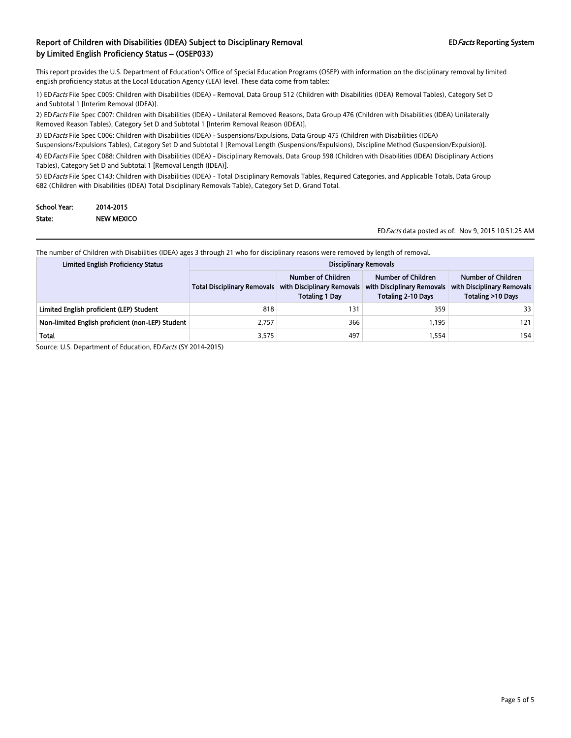# Report of Children with Disabilities (IDEA) Subject to Disciplinary Removal by Limited English Proficiency Status – (OSEP033)

ED*Facts* Reporting System

This report provides the U.S. Department of Education's Office of Special Education Programs (OSEP) with information on the disciplinary removal by limited english proficiency status at the Local Education Agency (LEA) level. These data come from tables:

1) ED*Facts* File Spec C005: Children with Disabilities (IDEA) - Removal, Data Group 512 (Children with Disabilities (IDEA) Removal Tables), Category Set D and Subtotal 1 [Interim Removal (IDEA)].

2) ED*Facts* File Spec C007: Children with Disabilities (IDEA) - Unilateral Removed Reasons, Data Group 476 (Children with Disabilities (IDEA) Unilaterally Removed Reason Tables), Category Set D and Subtotal 1 [Interim Removal Reason (IDEA)].

3) ED*Facts* File Spec C006: Children with Disabilities (IDEA) - Suspensions/Expulsions, Data Group 475 (Children with Disabilities (IDEA) Suspensions/Expulsions Tables), Category Set D and Subtotal 1 [Removal Length (Suspensions/Expulsions), Discipline Method (Suspension/Expulsion)].

4) ED*Facts* File Spec C088: Children with Disabilities (IDEA) - Disciplinary Removals, Data Group 598 (Children with Disabilities (IDEA) Disciplinary Actions Tables), Category Set D and Subtotal 1 [Removal Length (IDEA)].

5) ED*Facts* File Spec C143: Children with Disabilities (IDEA) - Total Disciplinary Removals Tables, Required Categories, and Applicable Totals, Data Group 682 (Children with Disabilities (IDEA) Total Disciplinary Removals Table), Category Set D, Grand Total.

**School Year:** 2014-2015

**State:** NEW MEXICO

ED*Facts* data posted as of: Nov 9, 2015 10:51:25 AM

The number of Children with Disabilities (IDEA) ages 3 through 21 who for disciplinary reasons were removed by length of removal.

| Limited English Proficiency Status | Disciplinary Removals | | | |
|---|---|---|---|---|
| | Total Disciplinary Removals | Number of Children with Disciplinary Removals Totaling 1 Day | Number of Children with Disciplinary Removals Totaling 2-10 Days | Number of Children with Disciplinary Removals Totaling >10 Days |
| Limited English proficient (LEP) Student | 818 | 131 | 359 | 33 |
| Non-limited English proficient (non-LEP) Student | 2,757 | 366 | 1,195 | 121 |
| Total | 3,575 | 497 | 1,554 | 154 |

Source: U.S. Department of Education, ED*Facts* (SY 2014-2015)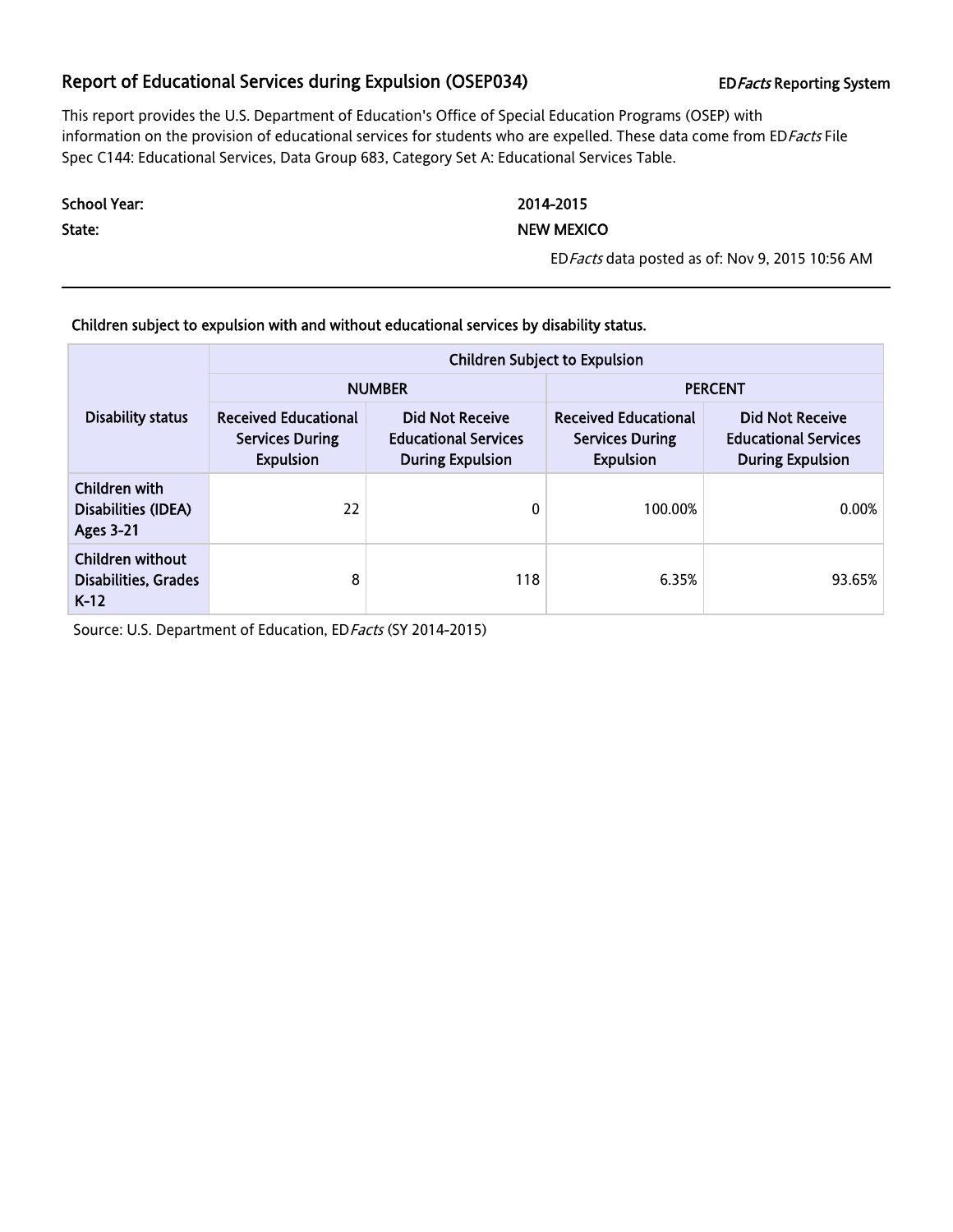## Report of Educational Services during Expulsion (OSEP034)

ED*Facts* Reporting System

This report provides the U.S. Department of Education's Office of Special Education Programs (OSEP) with information on the provision of educational services for students who are expelled. These data come from ED*Facts* File Spec C144: Educational Services, Data Group 683, Category Set A: Educational Services Table.

**School Year:** 2014-2015

**State:** NEW MEXICO

ED*Facts* data posted as of: Nov 9, 2015 10:56 AM

**Children subject to expulsion with and without educational services by disability status.**

| Disability status | Children Subject to Expulsion | | | |
|---|---|---|---|---|
| | NUMBER | | PERCENT | |
| | Received Educational Services During Expulsion | Did Not Receive Educational Services During Expulsion | Received Educational Services During Expulsion | Did Not Receive Educational Services During Expulsion |
| Children with Disabilities (IDEA) Ages 3-21 | 22 | 0 | 100.00% | 0.00% |
| Children without Disabilities, Grades K-12 | 8 | 118 | 6.35% | 93.65% |

Source: U.S. Department of Education, ED*Facts* (SY 2014-2015)